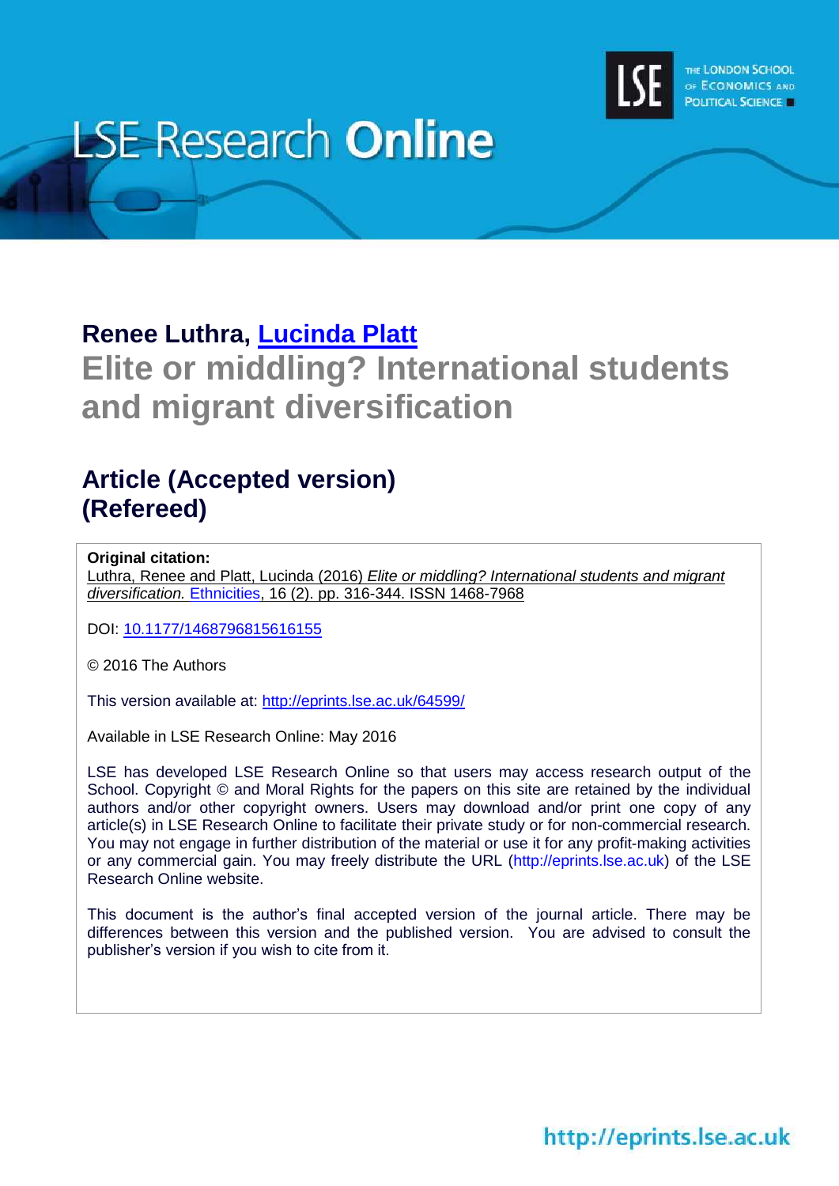Renee Luthra, [Lucinda Platt](#)

# Elite or middling? International students and migrant diversification

## Article (Accepted version)
## (Refereed)

**Original citation:**
Luthra, Renee and Platt, Lucinda (2016) *Elite or middling? International students and migrant diversification.* Ethnicities, 16 (2). pp. 316-344. ISSN 1468-7968

DOI: 10.1177/1468796815616155

© 2016 The Authors

This version available at: http://eprints.lse.ac.uk/64599/

Available in LSE Research Online: May 2016

LSE has developed LSE Research Online so that users may access research output of the School. Copyright © and Moral Rights for the papers on this site are retained by the individual authors and/or other copyright owners. Users may download and/or print one copy of any article(s) in LSE Research Online to facilitate their private study or for non-commercial research. You may not engage in further distribution of the material or use it for any profit-making activities or any commercial gain. You may freely distribute the URL (http://eprints.lse.ac.uk) of the LSE Research Online website.

This document is the author's final accepted version of the journal article. There may be differences between this version and the published version. You are advised to consult the publisher's version if you wish to cite from it.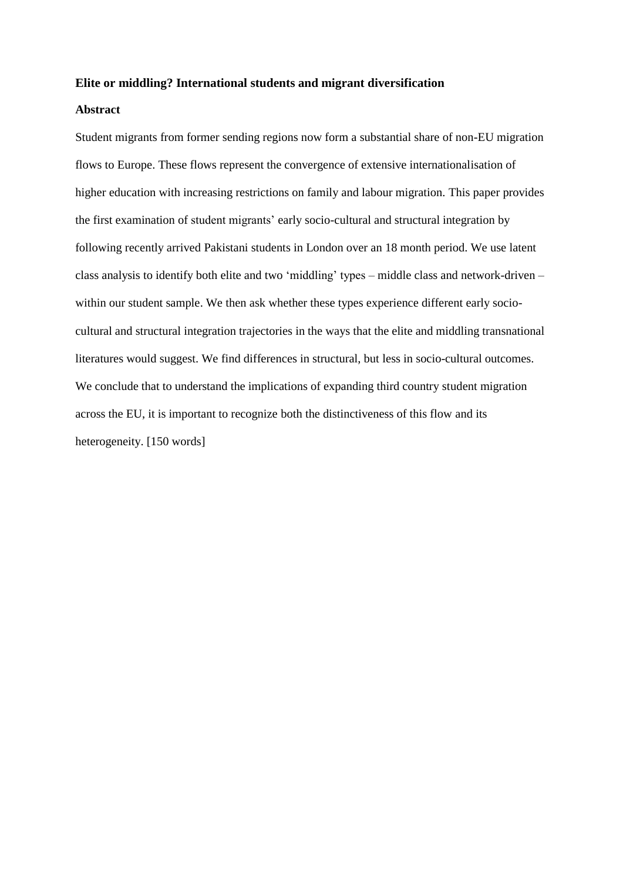**Elite or middling? International students and migrant diversification**

**Abstract**

Student migrants from former sending regions now form a substantial share of non-EU migration flows to Europe. These flows represent the convergence of extensive internationalisation of higher education with increasing restrictions on family and labour migration. This paper provides the first examination of student migrants' early socio-cultural and structural integration by following recently arrived Pakistani students in London over an 18 month period. We use latent class analysis to identify both elite and two 'middling' types – middle class and network-driven – within our student sample. We then ask whether these types experience different early socio-cultural and structural integration trajectories in the ways that the elite and middling transnational literatures would suggest. We find differences in structural, but less in socio-cultural outcomes. We conclude that to understand the implications of expanding third country student migration across the EU, it is important to recognize both the distinctiveness of this flow and its heterogeneity. [150 words]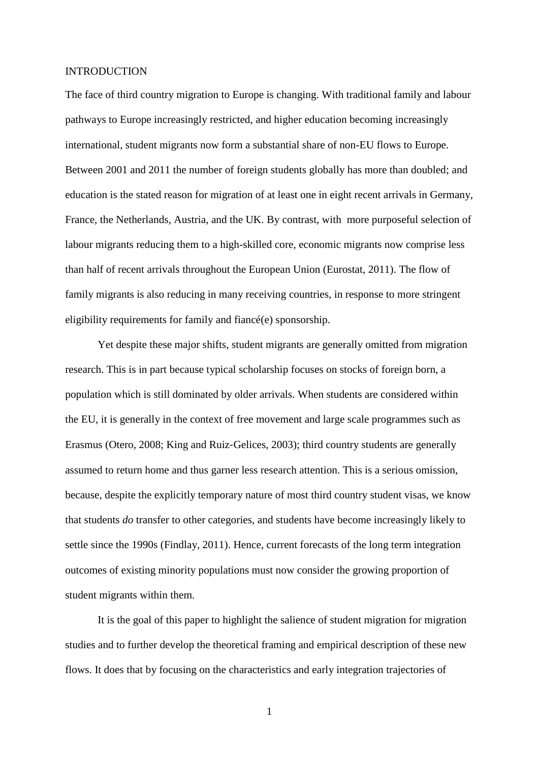# INTRODUCTION

The face of third country migration to Europe is changing. With traditional family and labour pathways to Europe increasingly restricted, and higher education becoming increasingly international, student migrants now form a substantial share of non-EU flows to Europe. Between 2001 and 2011 the number of foreign students globally has more than doubled; and education is the stated reason for migration of at least one in eight recent arrivals in Germany, France, the Netherlands, Austria, and the UK. By contrast, with more purposeful selection of labour migrants reducing them to a high-skilled core, economic migrants now comprise less than half of recent arrivals throughout the European Union (Eurostat, 2011). The flow of family migrants is also reducing in many receiving countries, in response to more stringent eligibility requirements for family and fiancé(e) sponsorship.

Yet despite these major shifts, student migrants are generally omitted from migration research. This is in part because typical scholarship focuses on stocks of foreign born, a population which is still dominated by older arrivals. When students are considered within the EU, it is generally in the context of free movement and large scale programmes such as Erasmus (Otero, 2008; King and Ruiz-Gelices, 2003); third country students are generally assumed to return home and thus garner less research attention. This is a serious omission, because, despite the explicitly temporary nature of most third country student visas, we know that students *do* transfer to other categories, and students have become increasingly likely to settle since the 1990s (Findlay, 2011). Hence, current forecasts of the long term integration outcomes of existing minority populations must now consider the growing proportion of student migrants within them.

It is the goal of this paper to highlight the salience of student migration for migration studies and to further develop the theoretical framing and empirical description of these new flows. It does that by focusing on the characteristics and early integration trajectories of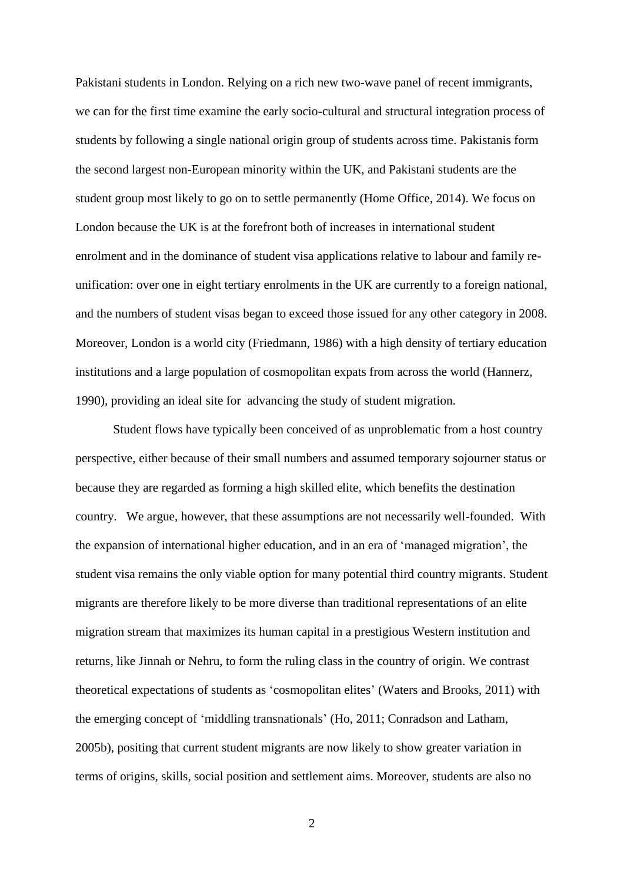Pakistani students in London. Relying on a rich new two-wave panel of recent immigrants, we can for the first time examine the early socio-cultural and structural integration process of students by following a single national origin group of students across time. Pakistanis form the second largest non-European minority within the UK, and Pakistani students are the student group most likely to go on to settle permanently (Home Office, 2014). We focus on London because the UK is at the forefront both of increases in international student enrolment and in the dominance of student visa applications relative to labour and family re-unification: over one in eight tertiary enrolments in the UK are currently to a foreign national, and the numbers of student visas began to exceed those issued for any other category in 2008. Moreover, London is a world city (Friedmann, 1986) with a high density of tertiary education institutions and a large population of cosmopolitan expats from across the world (Hannerz, 1990), providing an ideal site for advancing the study of student migration.

Student flows have typically been conceived of as unproblematic from a host country perspective, either because of their small numbers and assumed temporary sojourner status or because they are regarded as forming a high skilled elite, which benefits the destination country. We argue, however, that these assumptions are not necessarily well-founded. With the expansion of international higher education, and in an era of 'managed migration', the student visa remains the only viable option for many potential third country migrants. Student migrants are therefore likely to be more diverse than traditional representations of an elite migration stream that maximizes its human capital in a prestigious Western institution and returns, like Jinnah or Nehru, to form the ruling class in the country of origin. We contrast theoretical expectations of students as 'cosmopolitan elites' (Waters and Brooks, 2011) with the emerging concept of 'middling transnationals' (Ho, 2011; Conradson and Latham, 2005b), positing that current student migrants are now likely to show greater variation in terms of origins, skills, social position and settlement aims. Moreover, students are also no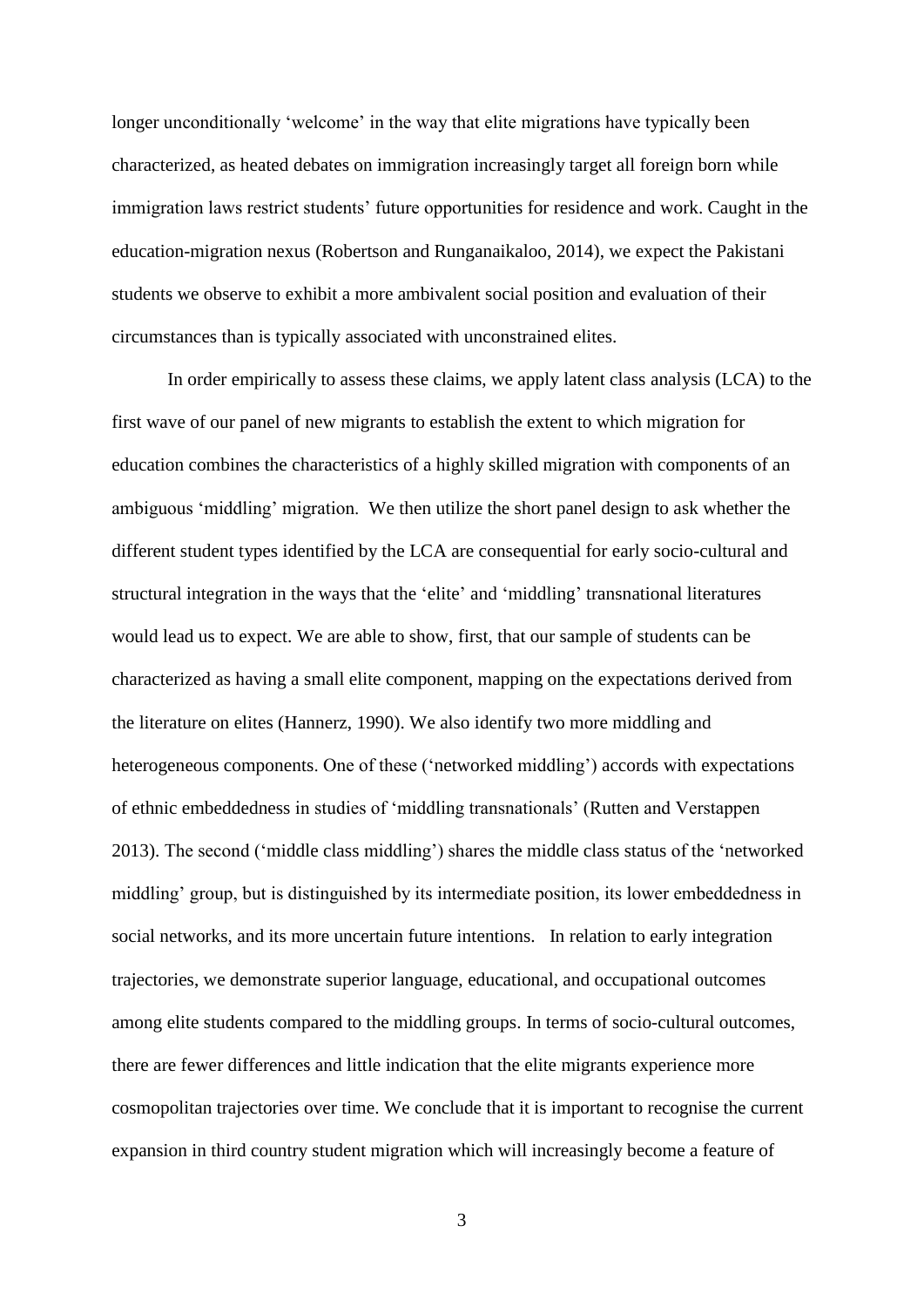longer unconditionally 'welcome' in the way that elite migrations have typically been characterized, as heated debates on immigration increasingly target all foreign born while immigration laws restrict students' future opportunities for residence and work. Caught in the education-migration nexus (Robertson and Runganaikaloo, 2014), we expect the Pakistani students we observe to exhibit a more ambivalent social position and evaluation of their circumstances than is typically associated with unconstrained elites.

In order empirically to assess these claims, we apply latent class analysis (LCA) to the first wave of our panel of new migrants to establish the extent to which migration for education combines the characteristics of a highly skilled migration with components of an ambiguous 'middling' migration. We then utilize the short panel design to ask whether the different student types identified by the LCA are consequential for early socio-cultural and structural integration in the ways that the 'elite' and 'middling' transnational literatures would lead us to expect. We are able to show, first, that our sample of students can be characterized as having a small elite component, mapping on the expectations derived from the literature on elites (Hannerz, 1990). We also identify two more middling and heterogeneous components. One of these ('networked middling') accords with expectations of ethnic embeddedness in studies of 'middling transnationals' (Rutten and Verstappen 2013). The second ('middle class middling') shares the middle class status of the 'networked middling' group, but is distinguished by its intermediate position, its lower embeddedness in social networks, and its more uncertain future intentions. In relation to early integration trajectories, we demonstrate superior language, educational, and occupational outcomes among elite students compared to the middling groups. In terms of socio-cultural outcomes, there are fewer differences and little indication that the elite migrants experience more cosmopolitan trajectories over time. We conclude that it is important to recognise the current expansion in third country student migration which will increasingly become a feature of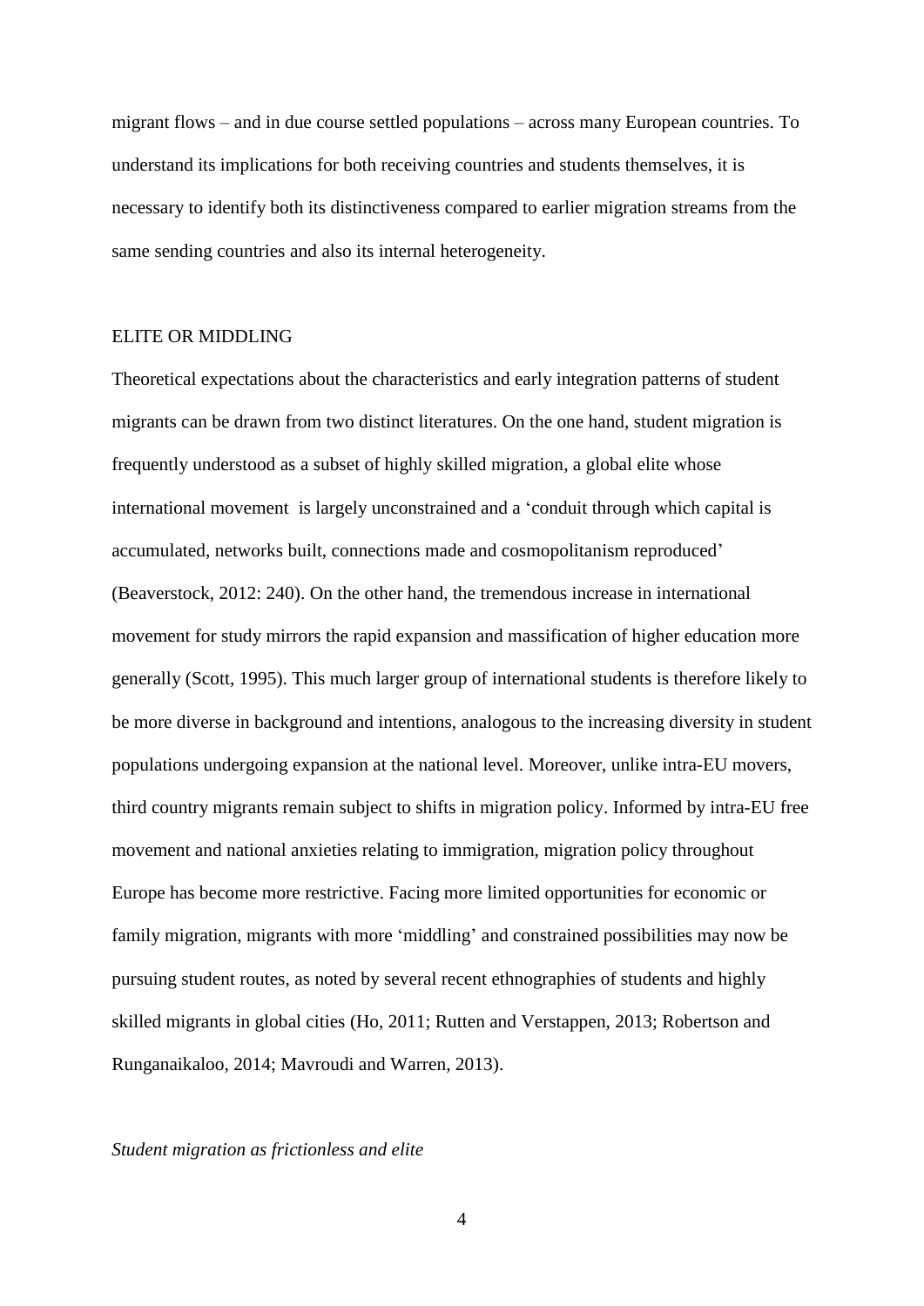migrant flows – and in due course settled populations – across many European countries. To understand its implications for both receiving countries and students themselves, it is necessary to identify both its distinctiveness compared to earlier migration streams from the same sending countries and also its internal heterogeneity.

## ELITE OR MIDDLING

Theoretical expectations about the characteristics and early integration patterns of student migrants can be drawn from two distinct literatures. On the one hand, student migration is frequently understood as a subset of highly skilled migration, a global elite whose international movement is largely unconstrained and a 'conduit through which capital is accumulated, networks built, connections made and cosmopolitanism reproduced' (Beaverstock, 2012: 240). On the other hand, the tremendous increase in international movement for study mirrors the rapid expansion and massification of higher education more generally (Scott, 1995). This much larger group of international students is therefore likely to be more diverse in background and intentions, analogous to the increasing diversity in student populations undergoing expansion at the national level. Moreover, unlike intra-EU movers, third country migrants remain subject to shifts in migration policy. Informed by intra-EU free movement and national anxieties relating to immigration, migration policy throughout Europe has become more restrictive. Facing more limited opportunities for economic or family migration, migrants with more 'middling' and constrained possibilities may now be pursuing student routes, as noted by several recent ethnographies of students and highly skilled migrants in global cities (Ho, 2011; Rutten and Verstappen, 2013; Robertson and Runganaikaloo, 2014; Mavroudi and Warren, 2013).

### *Student migration as frictionless and elite*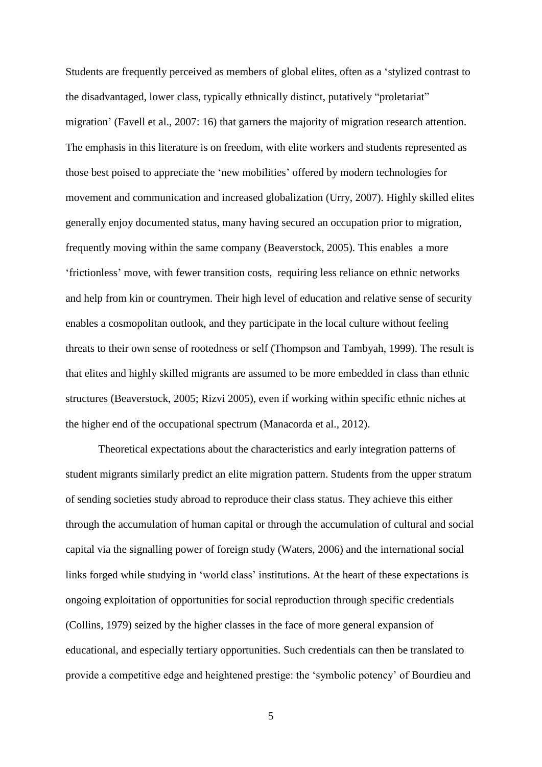Students are frequently perceived as members of global elites, often as a 'stylized contrast to the disadvantaged, lower class, typically ethnically distinct, putatively "proletariat" migration' (Favell et al., 2007: 16) that garners the majority of migration research attention. The emphasis in this literature is on freedom, with elite workers and students represented as those best poised to appreciate the 'new mobilities' offered by modern technologies for movement and communication and increased globalization (Urry, 2007). Highly skilled elites generally enjoy documented status, many having secured an occupation prior to migration, frequently moving within the same company (Beaverstock, 2005). This enables a more 'frictionless' move, with fewer transition costs, requiring less reliance on ethnic networks and help from kin or countrymen. Their high level of education and relative sense of security enables a cosmopolitan outlook, and they participate in the local culture without feeling threats to their own sense of rootedness or self (Thompson and Tambyah, 1999). The result is that elites and highly skilled migrants are assumed to be more embedded in class than ethnic structures (Beaverstock, 2005; Rizvi 2005), even if working within specific ethnic niches at the higher end of the occupational spectrum (Manacorda et al., 2012).

Theoretical expectations about the characteristics and early integration patterns of student migrants similarly predict an elite migration pattern. Students from the upper stratum of sending societies study abroad to reproduce their class status. They achieve this either through the accumulation of human capital or through the accumulation of cultural and social capital via the signalling power of foreign study (Waters, 2006) and the international social links forged while studying in 'world class' institutions. At the heart of these expectations is ongoing exploitation of opportunities for social reproduction through specific credentials (Collins, 1979) seized by the higher classes in the face of more general expansion of educational, and especially tertiary opportunities. Such credentials can then be translated to provide a competitive edge and heightened prestige: the 'symbolic potency' of Bourdieu and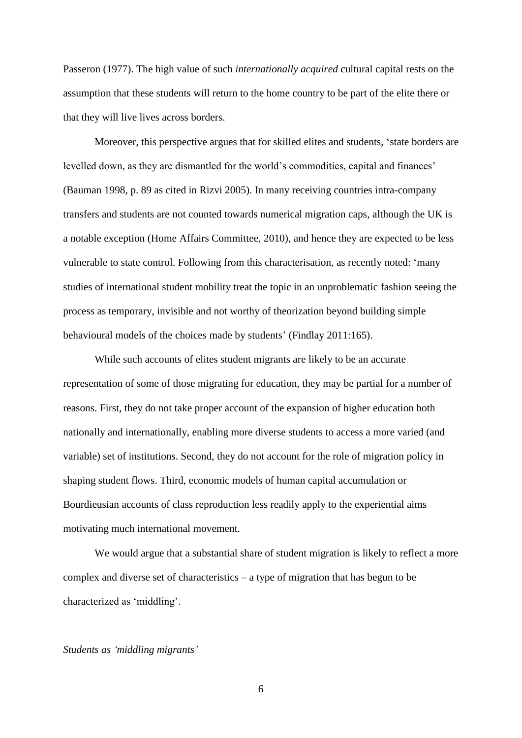Passeron (1977). The high value of such *internationally acquired* cultural capital rests on the assumption that these students will return to the home country to be part of the elite there or that they will live lives across borders.

Moreover, this perspective argues that for skilled elites and students, 'state borders are levelled down, as they are dismantled for the world's commodities, capital and finances' (Bauman 1998, p. 89 as cited in Rizvi 2005). In many receiving countries intra-company transfers and students are not counted towards numerical migration caps, although the UK is a notable exception (Home Affairs Committee, 2010), and hence they are expected to be less vulnerable to state control. Following from this characterisation, as recently noted: 'many studies of international student mobility treat the topic in an unproblematic fashion seeing the process as temporary, invisible and not worthy of theorization beyond building simple behavioural models of the choices made by students' (Findlay 2011:165).

While such accounts of elites student migrants are likely to be an accurate representation of some of those migrating for education, they may be partial for a number of reasons. First, they do not take proper account of the expansion of higher education both nationally and internationally, enabling more diverse students to access a more varied (and variable) set of institutions. Second, they do not account for the role of migration policy in shaping student flows. Third, economic models of human capital accumulation or Bourdieusian accounts of class reproduction less readily apply to the experiential aims motivating much international movement.

We would argue that a substantial share of student migration is likely to reflect a more complex and diverse set of characteristics – a type of migration that has begun to be characterized as 'middling'.

*Students as 'middling migrants'*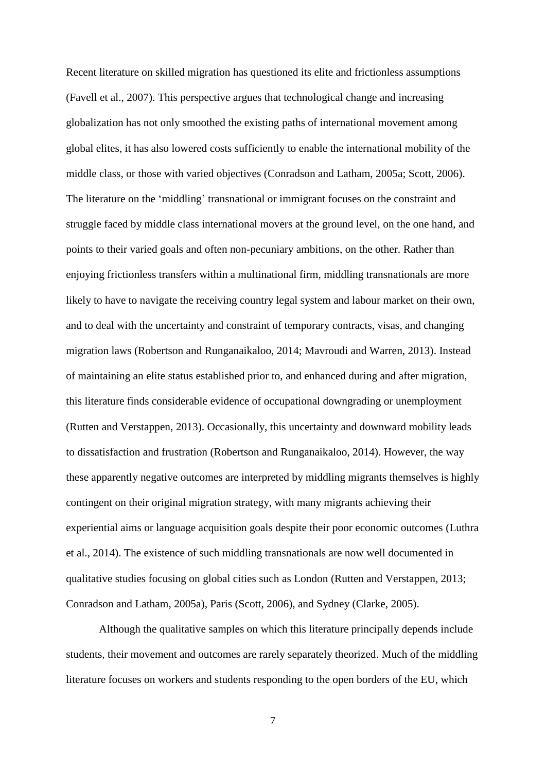Recent literature on skilled migration has questioned its elite and frictionless assumptions (Favell et al., 2007). This perspective argues that technological change and increasing globalization has not only smoothed the existing paths of international movement among global elites, it has also lowered costs sufficiently to enable the international mobility of the middle class, or those with varied objectives (Conradson and Latham, 2005a; Scott, 2006). The literature on the 'middling' transnational or immigrant focuses on the constraint and struggle faced by middle class international movers at the ground level, on the one hand, and points to their varied goals and often non-pecuniary ambitions, on the other. Rather than enjoying frictionless transfers within a multinational firm, middling transnationals are more likely to have to navigate the receiving country legal system and labour market on their own, and to deal with the uncertainty and constraint of temporary contracts, visas, and changing migration laws (Robertson and Runganaikaloo, 2014; Mavroudi and Warren, 2013). Instead of maintaining an elite status established prior to, and enhanced during and after migration, this literature finds considerable evidence of occupational downgrading or unemployment (Rutten and Verstappen, 2013). Occasionally, this uncertainty and downward mobility leads to dissatisfaction and frustration (Robertson and Runganaikaloo, 2014). However, the way these apparently negative outcomes are interpreted by middling migrants themselves is highly contingent on their original migration strategy, with many migrants achieving their experiential aims or language acquisition goals despite their poor economic outcomes (Luthra et al., 2014). The existence of such middling transnationals are now well documented in qualitative studies focusing on global cities such as London (Rutten and Verstappen, 2013; Conradson and Latham, 2005a), Paris (Scott, 2006), and Sydney (Clarke, 2005).

Although the qualitative samples on which this literature principally depends include students, their movement and outcomes are rarely separately theorized. Much of the middling literature focuses on workers and students responding to the open borders of the EU, which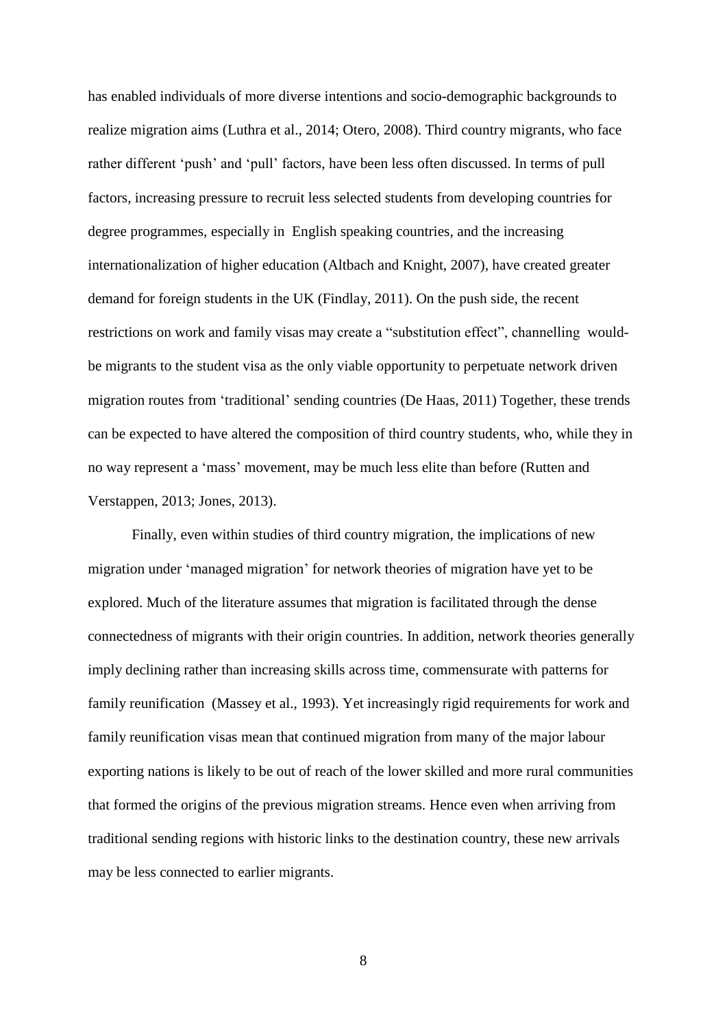has enabled individuals of more diverse intentions and socio-demographic backgrounds to realize migration aims (Luthra et al., 2014; Otero, 2008). Third country migrants, who face rather different 'push' and 'pull' factors, have been less often discussed. In terms of pull factors, increasing pressure to recruit less selected students from developing countries for degree programmes, especially in English speaking countries, and the increasing internationalization of higher education (Altbach and Knight, 2007), have created greater demand for foreign students in the UK (Findlay, 2011). On the push side, the recent restrictions on work and family visas may create a "substitution effect", channelling would-be migrants to the student visa as the only viable opportunity to perpetuate network driven migration routes from 'traditional' sending countries (De Haas, 2011) Together, these trends can be expected to have altered the composition of third country students, who, while they in no way represent a 'mass' movement, may be much less elite than before (Rutten and Verstappen, 2013; Jones, 2013).

Finally, even within studies of third country migration, the implications of new migration under 'managed migration' for network theories of migration have yet to be explored. Much of the literature assumes that migration is facilitated through the dense connectedness of migrants with their origin countries. In addition, network theories generally imply declining rather than increasing skills across time, commensurate with patterns for family reunification (Massey et al., 1993). Yet increasingly rigid requirements for work and family reunification visas mean that continued migration from many of the major labour exporting nations is likely to be out of reach of the lower skilled and more rural communities that formed the origins of the previous migration streams. Hence even when arriving from traditional sending regions with historic links to the destination country, these new arrivals may be less connected to earlier migrants.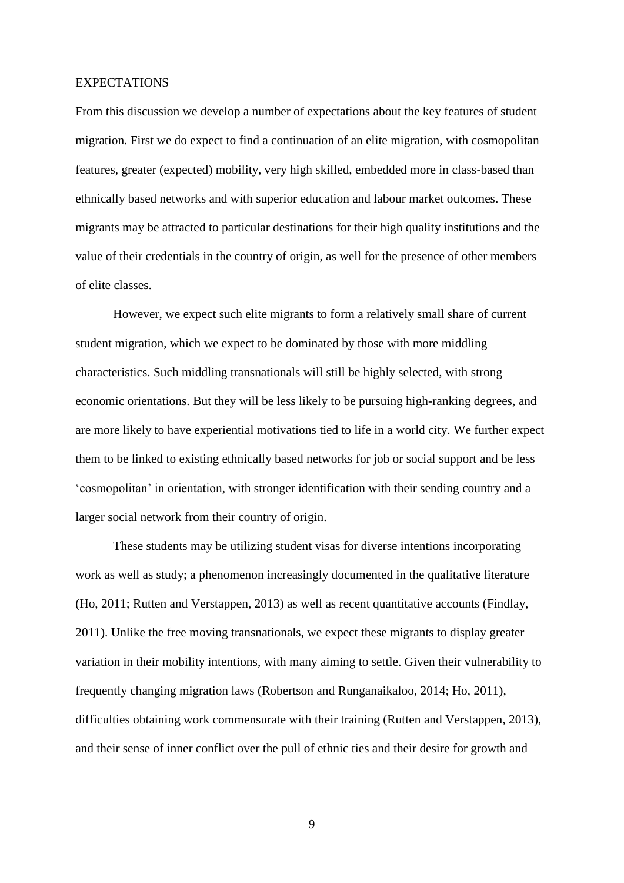## EXPECTATIONS

From this discussion we develop a number of expectations about the key features of student migration. First we do expect to find a continuation of an elite migration, with cosmopolitan features, greater (expected) mobility, very high skilled, embedded more in class-based than ethnically based networks and with superior education and labour market outcomes. These migrants may be attracted to particular destinations for their high quality institutions and the value of their credentials in the country of origin, as well for the presence of other members of elite classes.

However, we expect such elite migrants to form a relatively small share of current student migration, which we expect to be dominated by those with more middling characteristics. Such middling transnationals will still be highly selected, with strong economic orientations. But they will be less likely to be pursuing high-ranking degrees, and are more likely to have experiential motivations tied to life in a world city. We further expect them to be linked to existing ethnically based networks for job or social support and be less 'cosmopolitan' in orientation, with stronger identification with their sending country and a larger social network from their country of origin.

These students may be utilizing student visas for diverse intentions incorporating work as well as study; a phenomenon increasingly documented in the qualitative literature (Ho, 2011; Rutten and Verstappen, 2013) as well as recent quantitative accounts (Findlay, 2011). Unlike the free moving transnationals, we expect these migrants to display greater variation in their mobility intentions, with many aiming to settle. Given their vulnerability to frequently changing migration laws (Robertson and Runganaikaloo, 2014; Ho, 2011), difficulties obtaining work commensurate with their training (Rutten and Verstappen, 2013), and their sense of inner conflict over the pull of ethnic ties and their desire for growth and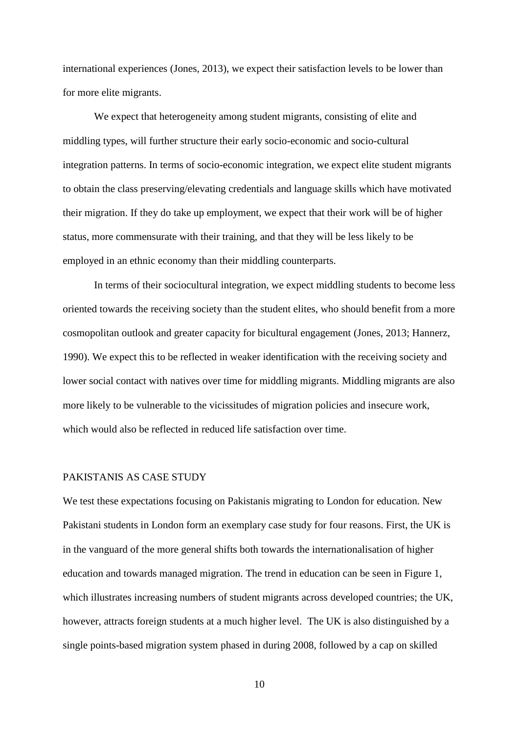international experiences (Jones, 2013), we expect their satisfaction levels to be lower than for more elite migrants.

We expect that heterogeneity among student migrants, consisting of elite and middling types, will further structure their early socio-economic and socio-cultural integration patterns. In terms of socio-economic integration, we expect elite student migrants to obtain the class preserving/elevating credentials and language skills which have motivated their migration. If they do take up employment, we expect that their work will be of higher status, more commensurate with their training, and that they will be less likely to be employed in an ethnic economy than their middling counterparts.

In terms of their sociocultural integration, we expect middling students to become less oriented towards the receiving society than the student elites, who should benefit from a more cosmopolitan outlook and greater capacity for bicultural engagement (Jones, 2013; Hannerz, 1990). We expect this to be reflected in weaker identification with the receiving society and lower social contact with natives over time for middling migrants. Middling migrants are also more likely to be vulnerable to the vicissitudes of migration policies and insecure work, which would also be reflected in reduced life satisfaction over time.

## PAKISTANIS AS CASE STUDY

We test these expectations focusing on Pakistanis migrating to London for education. New Pakistani students in London form an exemplary case study for four reasons. First, the UK is in the vanguard of the more general shifts both towards the internationalisation of higher education and towards managed migration. The trend in education can be seen in Figure 1, which illustrates increasing numbers of student migrants across developed countries; the UK, however, attracts foreign students at a much higher level. The UK is also distinguished by a single points-based migration system phased in during 2008, followed by a cap on skilled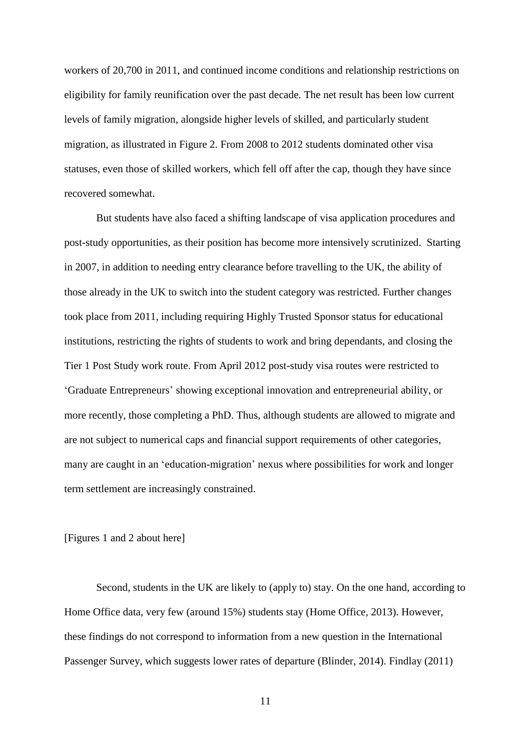workers of 20,700 in 2011, and continued income conditions and relationship restrictions on eligibility for family reunification over the past decade. The net result has been low current levels of family migration, alongside higher levels of skilled, and particularly student migration, as illustrated in Figure 2. From 2008 to 2012 students dominated other visa statuses, even those of skilled workers, which fell off after the cap, though they have since recovered somewhat.

But students have also faced a shifting landscape of visa application procedures and post-study opportunities, as their position has become more intensively scrutinized. Starting in 2007, in addition to needing entry clearance before travelling to the UK, the ability of those already in the UK to switch into the student category was restricted. Further changes took place from 2011, including requiring Highly Trusted Sponsor status for educational institutions, restricting the rights of students to work and bring dependants, and closing the Tier 1 Post Study work route. From April 2012 post-study visa routes were restricted to 'Graduate Entrepreneurs' showing exceptional innovation and entrepreneurial ability, or more recently, those completing a PhD. Thus, although students are allowed to migrate and are not subject to numerical caps and financial support requirements of other categories, many are caught in an 'education-migration' nexus where possibilities for work and longer term settlement are increasingly constrained.

[Figures 1 and 2 about here]

Second, students in the UK are likely to (apply to) stay. On the one hand, according to Home Office data, very few (around 15%) students stay (Home Office, 2013). However, these findings do not correspond to information from a new question in the International Passenger Survey, which suggests lower rates of departure (Blinder, 2014). Findlay (2011)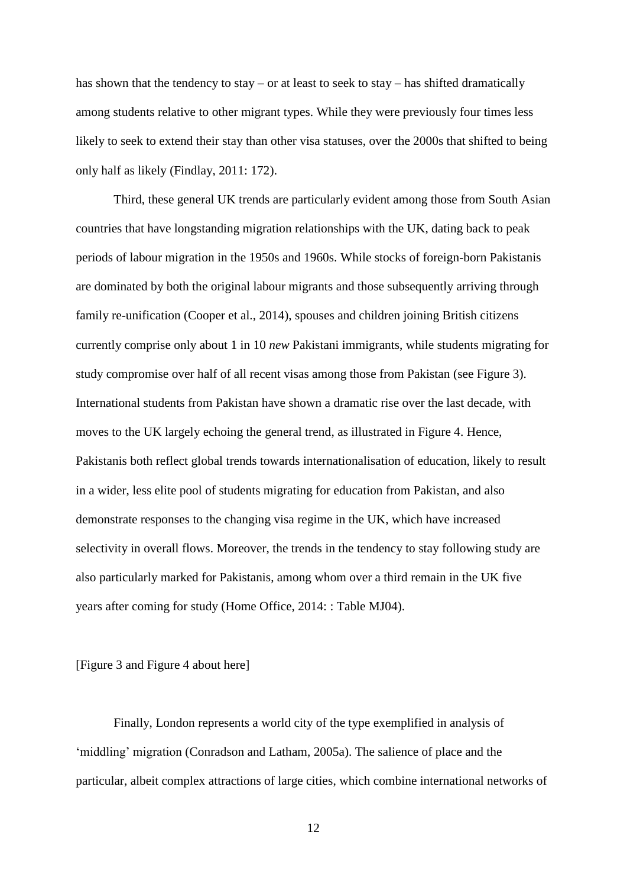has shown that the tendency to stay – or at least to seek to stay – has shifted dramatically among students relative to other migrant types. While they were previously four times less likely to seek to extend their stay than other visa statuses, over the 2000s that shifted to being only half as likely (Findlay, 2011: 172).

Third, these general UK trends are particularly evident among those from South Asian countries that have longstanding migration relationships with the UK, dating back to peak periods of labour migration in the 1950s and 1960s. While stocks of foreign-born Pakistanis are dominated by both the original labour migrants and those subsequently arriving through family re-unification (Cooper et al., 2014), spouses and children joining British citizens currently comprise only about 1 in 10 *new* Pakistani immigrants, while students migrating for study compromise over half of all recent visas among those from Pakistan (see Figure 3). International students from Pakistan have shown a dramatic rise over the last decade, with moves to the UK largely echoing the general trend, as illustrated in Figure 4. Hence, Pakistanis both reflect global trends towards internationalisation of education, likely to result in a wider, less elite pool of students migrating for education from Pakistan, and also demonstrate responses to the changing visa regime in the UK, which have increased selectivity in overall flows. Moreover, the trends in the tendency to stay following study are also particularly marked for Pakistanis, among whom over a third remain in the UK five years after coming for study (Home Office, 2014: : Table MJ04).

[Figure 3 and Figure 4 about here]

Finally, London represents a world city of the type exemplified in analysis of 'middling' migration (Conradson and Latham, 2005a). The salience of place and the particular, albeit complex attractions of large cities, which combine international networks of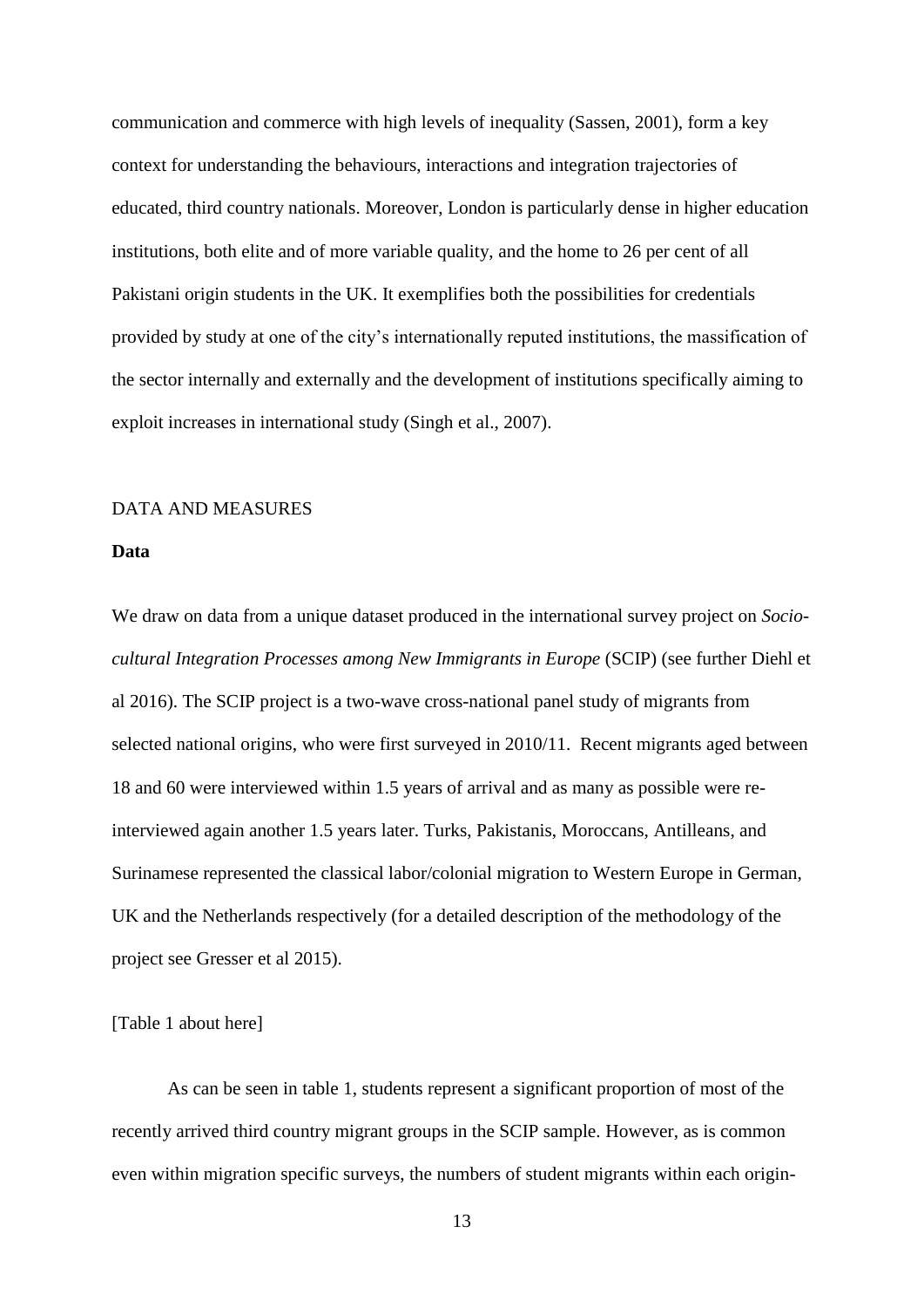communication and commerce with high levels of inequality (Sassen, 2001), form a key context for understanding the behaviours, interactions and integration trajectories of educated, third country nationals. Moreover, London is particularly dense in higher education institutions, both elite and of more variable quality, and the home to 26 per cent of all Pakistani origin students in the UK. It exemplifies both the possibilities for credentials provided by study at one of the city's internationally reputed institutions, the massification of the sector internally and externally and the development of institutions specifically aiming to exploit increases in international study (Singh et al., 2007).

## DATA AND MEASURES

### Data

We draw on data from a unique dataset produced in the international survey project on *Socio-cultural Integration Processes among New Immigrants in Europe* (SCIP) (see further Diehl et al 2016). The SCIP project is a two-wave cross-national panel study of migrants from selected national origins, who were first surveyed in 2010/11. Recent migrants aged between 18 and 60 were interviewed within 1.5 years of arrival and as many as possible were re-interviewed again another 1.5 years later. Turks, Pakistanis, Moroccans, Antilleans, and Surinamese represented the classical labor/colonial migration to Western Europe in German, UK and the Netherlands respectively (for a detailed description of the methodology of the project see Gresser et al 2015).

[Table 1 about here]

As can be seen in table 1, students represent a significant proportion of most of the recently arrived third country migrant groups in the SCIP sample. However, as is common even within migration specific surveys, the numbers of student migrants within each origin-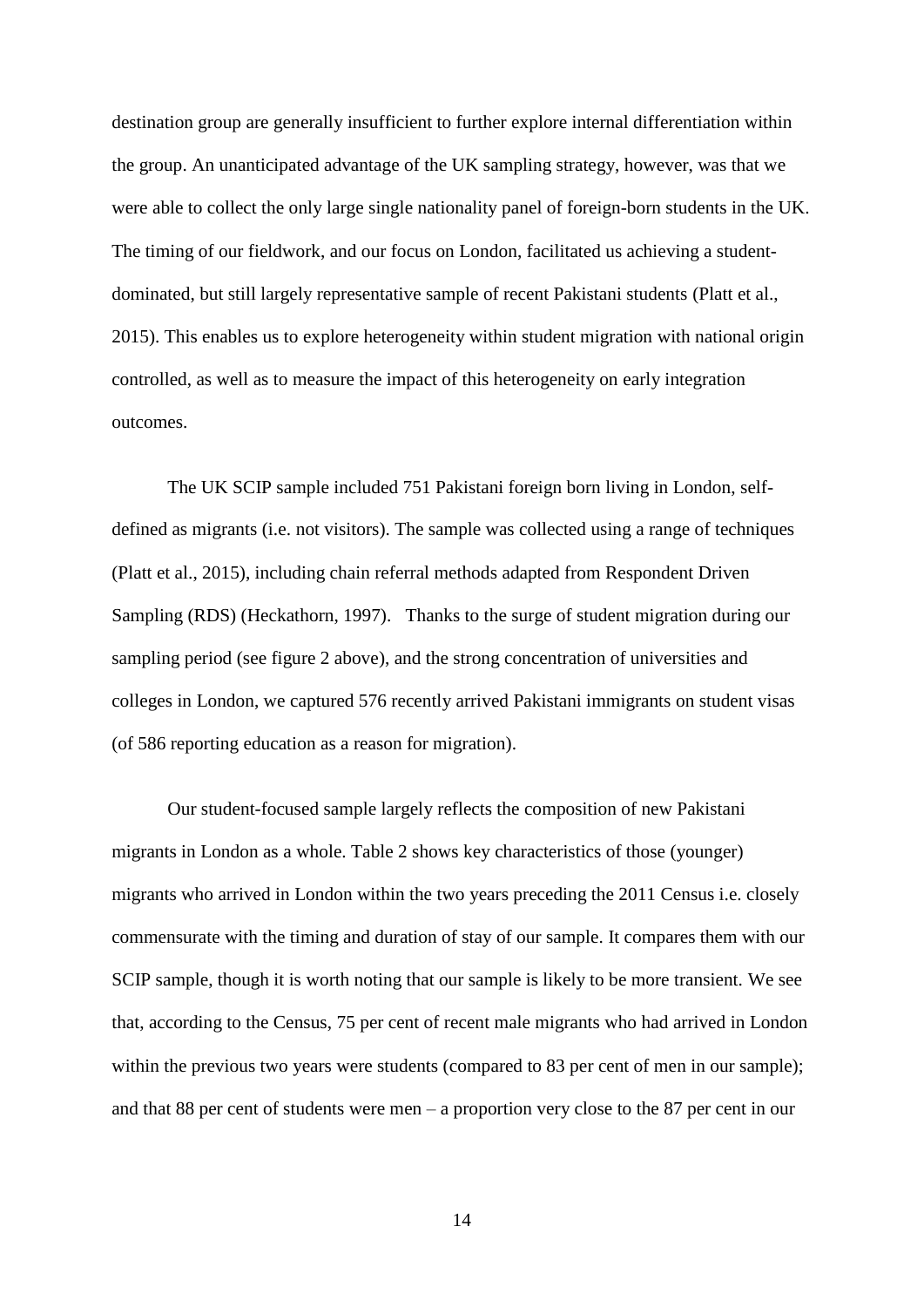destination group are generally insufficient to further explore internal differentiation within the group. An unanticipated advantage of the UK sampling strategy, however, was that we were able to collect the only large single nationality panel of foreign-born students in the UK. The timing of our fieldwork, and our focus on London, facilitated us achieving a student-dominated, but still largely representative sample of recent Pakistani students (Platt et al., 2015). This enables us to explore heterogeneity within student migration with national origin controlled, as well as to measure the impact of this heterogeneity on early integration outcomes.

The UK SCIP sample included 751 Pakistani foreign born living in London, self-defined as migrants (i.e. not visitors). The sample was collected using a range of techniques (Platt et al., 2015), including chain referral methods adapted from Respondent Driven Sampling (RDS) (Heckathorn, 1997). Thanks to the surge of student migration during our sampling period (see figure 2 above), and the strong concentration of universities and colleges in London, we captured 576 recently arrived Pakistani immigrants on student visas (of 586 reporting education as a reason for migration).

Our student-focused sample largely reflects the composition of new Pakistani migrants in London as a whole. Table 2 shows key characteristics of those (younger) migrants who arrived in London within the two years preceding the 2011 Census i.e. closely commensurate with the timing and duration of stay of our sample. It compares them with our SCIP sample, though it is worth noting that our sample is likely to be more transient. We see that, according to the Census, 75 per cent of recent male migrants who had arrived in London within the previous two years were students (compared to 83 per cent of men in our sample); and that 88 per cent of students were men – a proportion very close to the 87 per cent in our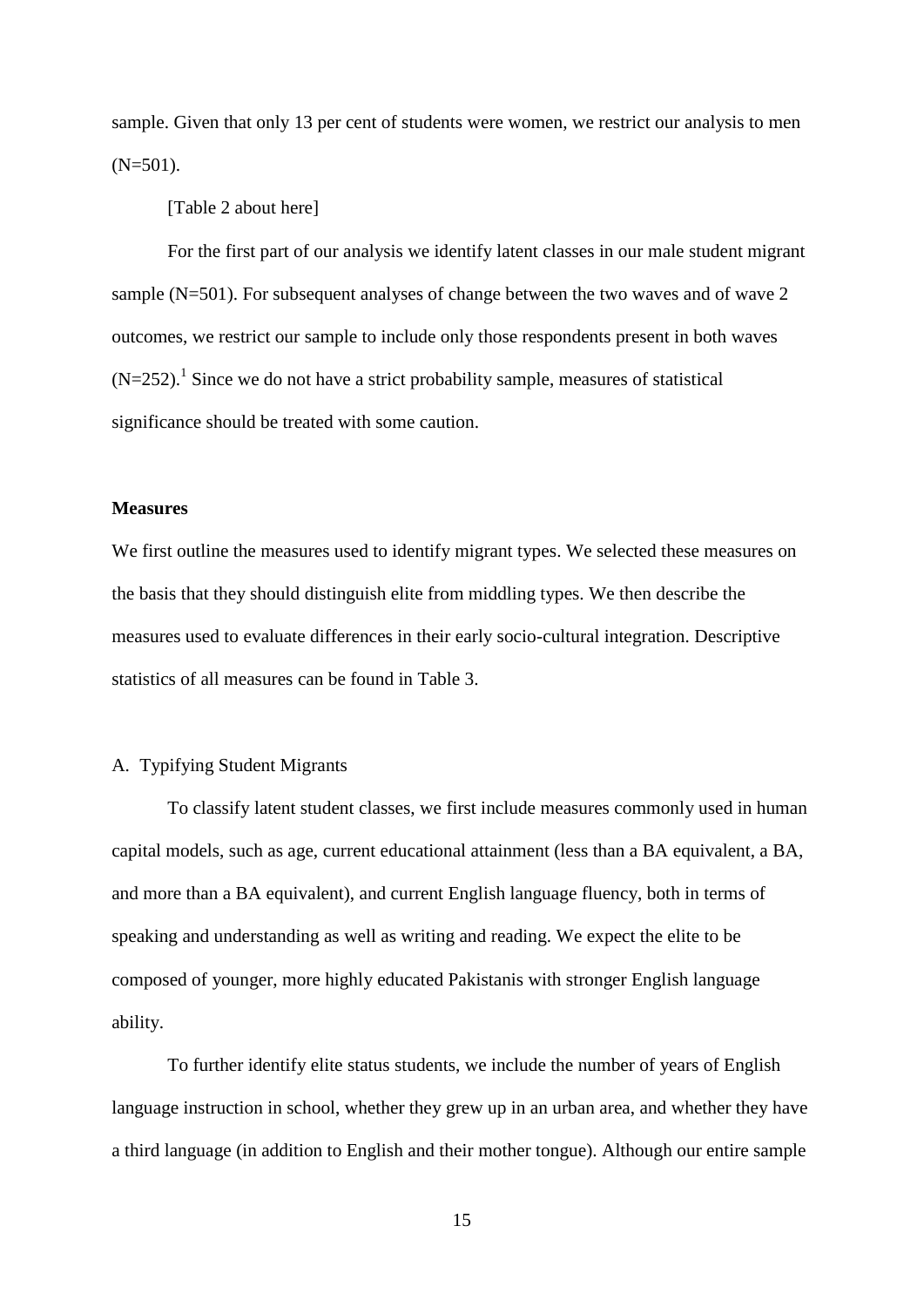sample. Given that only 13 per cent of students were women, we restrict our analysis to men (N=501).

[Table 2 about here]

For the first part of our analysis we identify latent classes in our male student migrant sample (N=501). For subsequent analyses of change between the two waves and of wave 2 outcomes, we restrict our sample to include only those respondents present in both waves (N=252).[1] Since we do not have a strict probability sample, measures of statistical significance should be treated with some caution.

**Measures**

We first outline the measures used to identify migrant types. We selected these measures on the basis that they should distinguish elite from middling types. We then describe the measures used to evaluate differences in their early socio-cultural integration. Descriptive statistics of all measures can be found in Table 3.

A. Typifying Student Migrants

To classify latent student classes, we first include measures commonly used in human capital models, such as age, current educational attainment (less than a BA equivalent, a BA, and more than a BA equivalent), and current English language fluency, both in terms of speaking and understanding as well as writing and reading. We expect the elite to be composed of younger, more highly educated Pakistanis with stronger English language ability.

To further identify elite status students, we include the number of years of English language instruction in school, whether they grew up in an urban area, and whether they have a third language (in addition to English and their mother tongue). Although our entire sample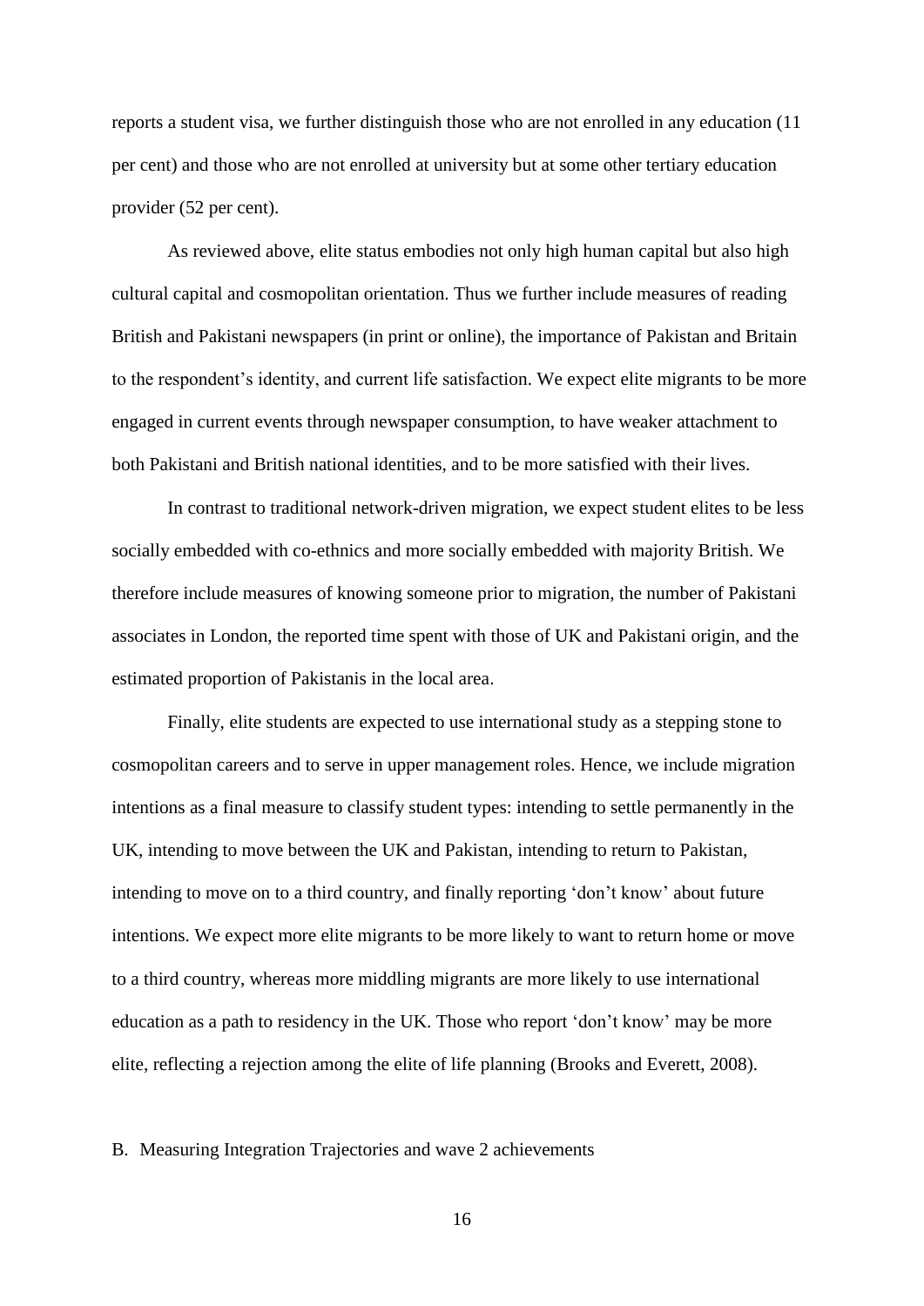reports a student visa, we further distinguish those who are not enrolled in any education (11 per cent) and those who are not enrolled at university but at some other tertiary education provider (52 per cent).

As reviewed above, elite status embodies not only high human capital but also high cultural capital and cosmopolitan orientation. Thus we further include measures of reading British and Pakistani newspapers (in print or online), the importance of Pakistan and Britain to the respondent's identity, and current life satisfaction. We expect elite migrants to be more engaged in current events through newspaper consumption, to have weaker attachment to both Pakistani and British national identities, and to be more satisfied with their lives.

In contrast to traditional network-driven migration, we expect student elites to be less socially embedded with co-ethnics and more socially embedded with majority British. We therefore include measures of knowing someone prior to migration, the number of Pakistani associates in London, the reported time spent with those of UK and Pakistani origin, and the estimated proportion of Pakistanis in the local area.

Finally, elite students are expected to use international study as a stepping stone to cosmopolitan careers and to serve in upper management roles. Hence, we include migration intentions as a final measure to classify student types: intending to settle permanently in the UK, intending to move between the UK and Pakistan, intending to return to Pakistan, intending to move on to a third country, and finally reporting 'don't know' about future intentions. We expect more elite migrants to be more likely to want to return home or move to a third country, whereas more middling migrants are more likely to use international education as a path to residency in the UK. Those who report 'don't know' may be more elite, reflecting a rejection among the elite of life planning (Brooks and Everett, 2008).

## B. Measuring Integration Trajectories and wave 2 achievements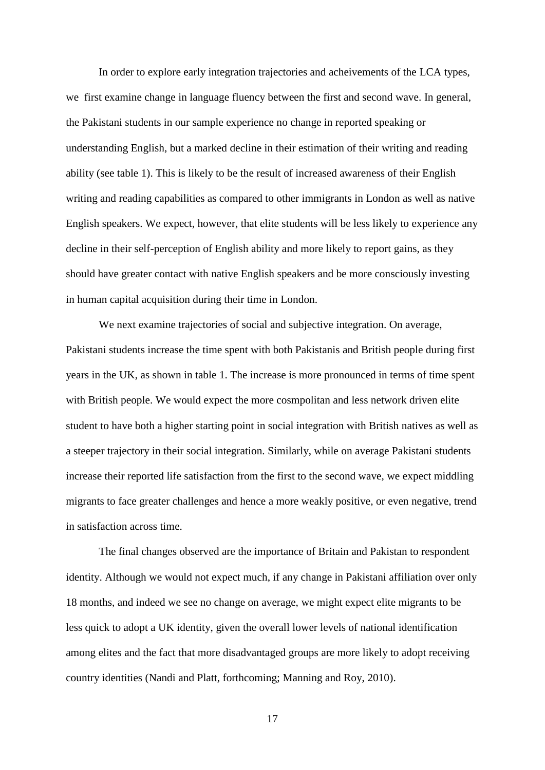In order to explore early integration trajectories and acheivements of the LCA types, we first examine change in language fluency between the first and second wave. In general, the Pakistani students in our sample experience no change in reported speaking or understanding English, but a marked decline in their estimation of their writing and reading ability (see table 1). This is likely to be the result of increased awareness of their English writing and reading capabilities as compared to other immigrants in London as well as native English speakers. We expect, however, that elite students will be less likely to experience any decline in their self-perception of English ability and more likely to report gains, as they should have greater contact with native English speakers and be more consciously investing in human capital acquisition during their time in London.

We next examine trajectories of social and subjective integration. On average, Pakistani students increase the time spent with both Pakistanis and British people during first years in the UK, as shown in table 1. The increase is more pronounced in terms of time spent with British people. We would expect the more cosmpolitan and less network driven elite student to have both a higher starting point in social integration with British natives as well as a steeper trajectory in their social integration. Similarly, while on average Pakistani students increase their reported life satisfaction from the first to the second wave, we expect middling migrants to face greater challenges and hence a more weakly positive, or even negative, trend in satisfaction across time.

The final changes observed are the importance of Britain and Pakistan to respondent identity. Although we would not expect much, if any change in Pakistani affiliation over only 18 months, and indeed we see no change on average, we might expect elite migrants to be less quick to adopt a UK identity, given the overall lower levels of national identification among elites and the fact that more disadvantaged groups are more likely to adopt receiving country identities (Nandi and Platt, forthcoming; Manning and Roy, 2010).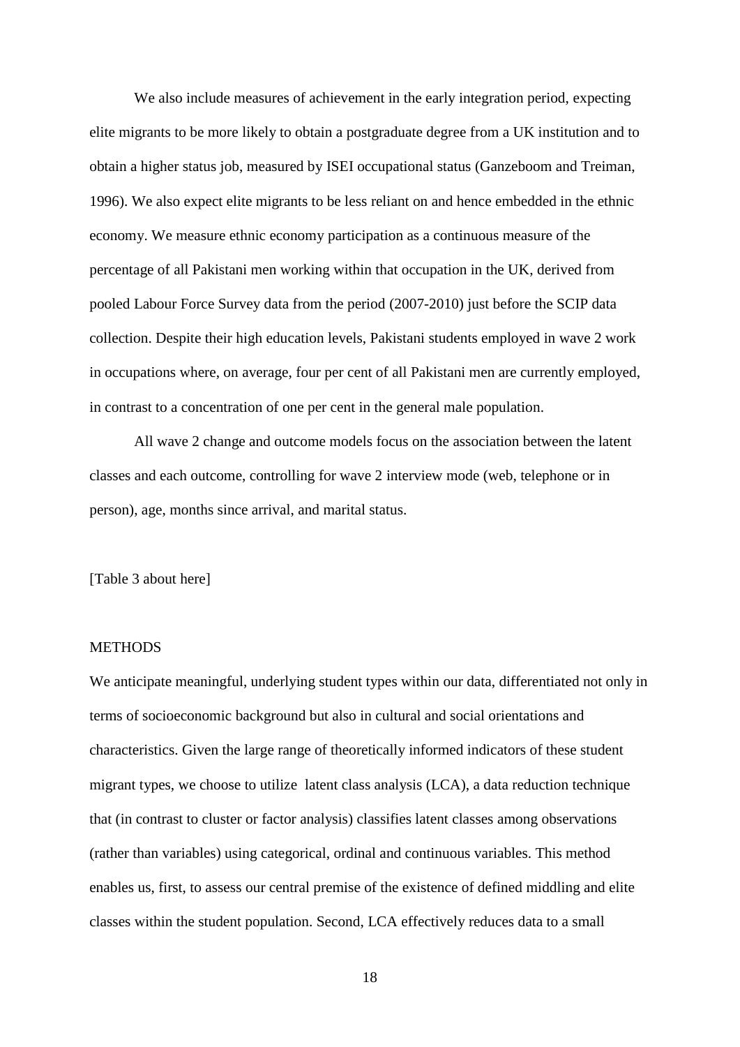We also include measures of achievement in the early integration period, expecting elite migrants to be more likely to obtain a postgraduate degree from a UK institution and to obtain a higher status job, measured by ISEI occupational status (Ganzeboom and Treiman, 1996). We also expect elite migrants to be less reliant on and hence embedded in the ethnic economy. We measure ethnic economy participation as a continuous measure of the percentage of all Pakistani men working within that occupation in the UK, derived from pooled Labour Force Survey data from the period (2007-2010) just before the SCIP data collection. Despite their high education levels, Pakistani students employed in wave 2 work in occupations where, on average, four per cent of all Pakistani men are currently employed, in contrast to a concentration of one per cent in the general male population.

All wave 2 change and outcome models focus on the association between the latent classes and each outcome, controlling for wave 2 interview mode (web, telephone or in person), age, months since arrival, and marital status.

[Table 3 about here]

## METHODS

We anticipate meaningful, underlying student types within our data, differentiated not only in terms of socioeconomic background but also in cultural and social orientations and characteristics. Given the large range of theoretically informed indicators of these student migrant types, we choose to utilize latent class analysis (LCA), a data reduction technique that (in contrast to cluster or factor analysis) classifies latent classes among observations (rather than variables) using categorical, ordinal and continuous variables. This method enables us, first, to assess our central premise of the existence of defined middling and elite classes within the student population. Second, LCA effectively reduces data to a small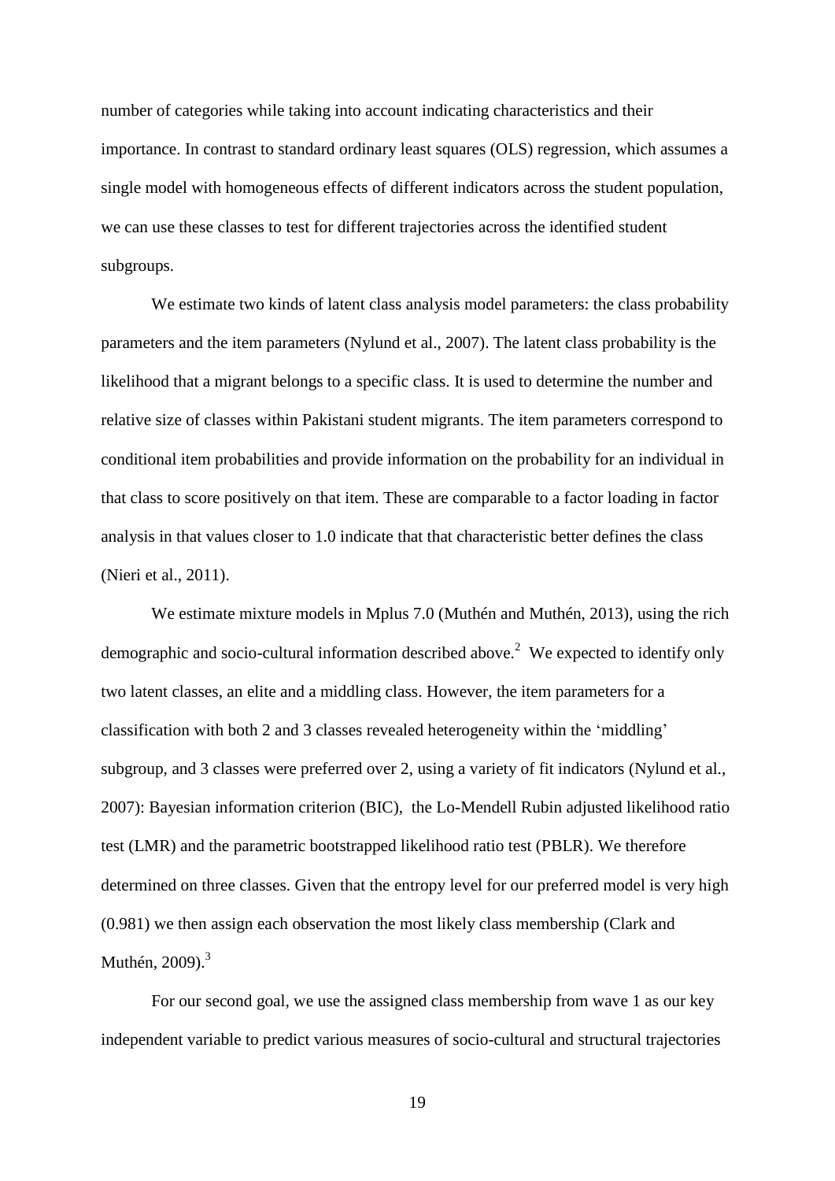number of categories while taking into account indicating characteristics and their importance. In contrast to standard ordinary least squares (OLS) regression, which assumes a single model with homogeneous effects of different indicators across the student population, we can use these classes to test for different trajectories across the identified student subgroups.

We estimate two kinds of latent class analysis model parameters: the class probability parameters and the item parameters (Nylund et al., 2007). The latent class probability is the likelihood that a migrant belongs to a specific class. It is used to determine the number and relative size of classes within Pakistani student migrants. The item parameters correspond to conditional item probabilities and provide information on the probability for an individual in that class to score positively on that item. These are comparable to a factor loading in factor analysis in that values closer to 1.0 indicate that that characteristic better defines the class (Nieri et al., 2011).

We estimate mixture models in Mplus 7.0 (Muthén and Muthén, 2013), using the rich demographic and socio-cultural information described above.[2] We expected to identify only two latent classes, an elite and a middling class. However, the item parameters for a classification with both 2 and 3 classes revealed heterogeneity within the 'middling' subgroup, and 3 classes were preferred over 2, using a variety of fit indicators (Nylund et al., 2007): Bayesian information criterion (BIC), the Lo-Mendell Rubin adjusted likelihood ratio test (LMR) and the parametric bootstrapped likelihood ratio test (PBLR). We therefore determined on three classes. Given that the entropy level for our preferred model is very high (0.981) we then assign each observation the most likely class membership (Clark and Muthén, 2009).[3]

For our second goal, we use the assigned class membership from wave 1 as our key independent variable to predict various measures of socio-cultural and structural trajectories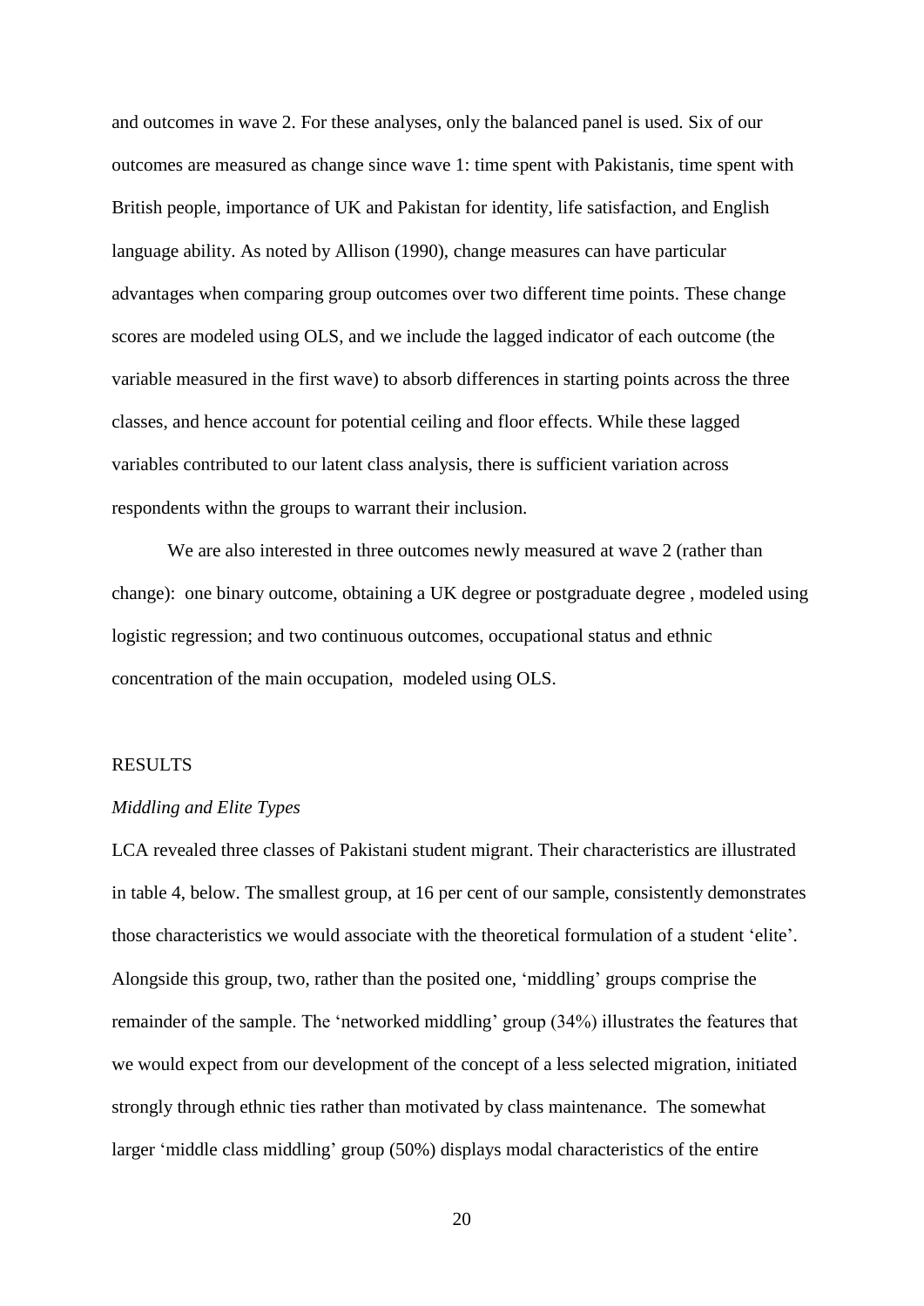and outcomes in wave 2. For these analyses, only the balanced panel is used. Six of our outcomes are measured as change since wave 1: time spent with Pakistanis, time spent with British people, importance of UK and Pakistan for identity, life satisfaction, and English language ability. As noted by Allison (1990), change measures can have particular advantages when comparing group outcomes over two different time points. These change scores are modeled using OLS, and we include the lagged indicator of each outcome (the variable measured in the first wave) to absorb differences in starting points across the three classes, and hence account for potential ceiling and floor effects. While these lagged variables contributed to our latent class analysis, there is sufficient variation across respondents withn the groups to warrant their inclusion.

We are also interested in three outcomes newly measured at wave 2 (rather than change): one binary outcome, obtaining a UK degree or postgraduate degree , modeled using logistic regression; and two continuous outcomes, occupational status and ethnic concentration of the main occupation, modeled using OLS.

## RESULTS

### *Middling and Elite Types*

LCA revealed three classes of Pakistani student migrant. Their characteristics are illustrated in table 4, below. The smallest group, at 16 per cent of our sample, consistently demonstrates those characteristics we would associate with the theoretical formulation of a student 'elite'. Alongside this group, two, rather than the posited one, 'middling' groups comprise the remainder of the sample. The 'networked middling' group (34%) illustrates the features that we would expect from our development of the concept of a less selected migration, initiated strongly through ethnic ties rather than motivated by class maintenance. The somewhat larger 'middle class middling' group (50%) displays modal characteristics of the entire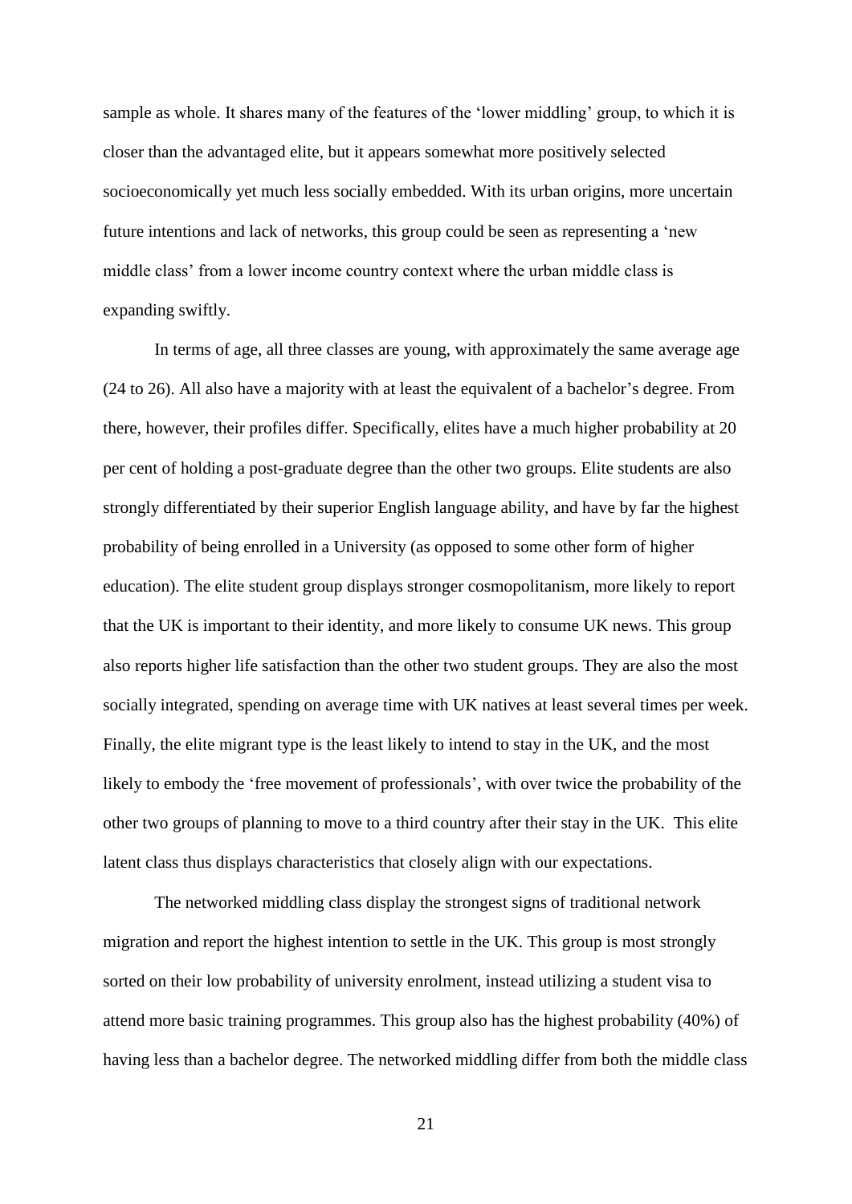sample as whole. It shares many of the features of the 'lower middling' group, to which it is closer than the advantaged elite, but it appears somewhat more positively selected socioeconomically yet much less socially embedded. With its urban origins, more uncertain future intentions and lack of networks, this group could be seen as representing a 'new middle class' from a lower income country context where the urban middle class is expanding swiftly.

In terms of age, all three classes are young, with approximately the same average age (24 to 26). All also have a majority with at least the equivalent of a bachelor's degree. From there, however, their profiles differ. Specifically, elites have a much higher probability at 20 per cent of holding a post-graduate degree than the other two groups. Elite students are also strongly differentiated by their superior English language ability, and have by far the highest probability of being enrolled in a University (as opposed to some other form of higher education). The elite student group displays stronger cosmopolitanism, more likely to report that the UK is important to their identity, and more likely to consume UK news. This group also reports higher life satisfaction than the other two student groups. They are also the most socially integrated, spending on average time with UK natives at least several times per week. Finally, the elite migrant type is the least likely to intend to stay in the UK, and the most likely to embody the 'free movement of professionals', with over twice the probability of the other two groups of planning to move to a third country after their stay in the UK. This elite latent class thus displays characteristics that closely align with our expectations.

The networked middling class display the strongest signs of traditional network migration and report the highest intention to settle in the UK. This group is most strongly sorted on their low probability of university enrolment, instead utilizing a student visa to attend more basic training programmes. This group also has the highest probability (40%) of having less than a bachelor degree. The networked middling differ from both the middle class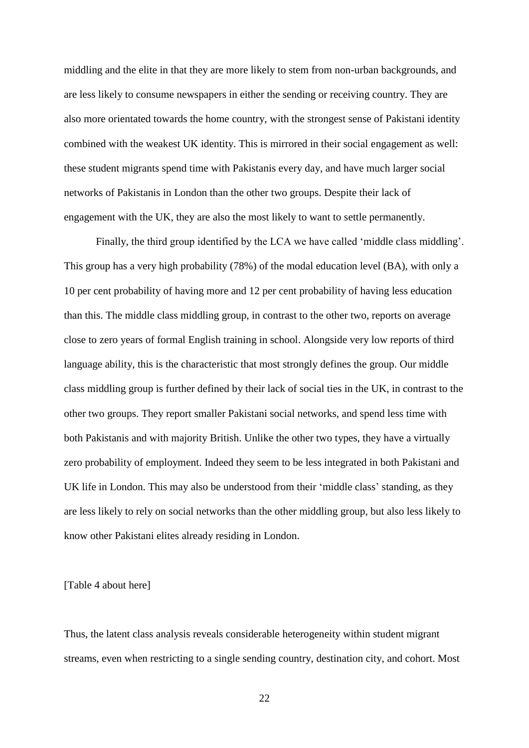middling and the elite in that they are more likely to stem from non-urban backgrounds, and are less likely to consume newspapers in either the sending or receiving country. They are also more orientated towards the home country, with the strongest sense of Pakistani identity combined with the weakest UK identity. This is mirrored in their social engagement as well: these student migrants spend time with Pakistanis every day, and have much larger social networks of Pakistanis in London than the other two groups. Despite their lack of engagement with the UK, they are also the most likely to want to settle permanently.

Finally, the third group identified by the LCA we have called 'middle class middling'. This group has a very high probability (78%) of the modal education level (BA), with only a 10 per cent probability of having more and 12 per cent probability of having less education than this. The middle class middling group, in contrast to the other two, reports on average close to zero years of formal English training in school. Alongside very low reports of third language ability, this is the characteristic that most strongly defines the group. Our middle class middling group is further defined by their lack of social ties in the UK, in contrast to the other two groups. They report smaller Pakistani social networks, and spend less time with both Pakistanis and with majority British. Unlike the other two types, they have a virtually zero probability of employment. Indeed they seem to be less integrated in both Pakistani and UK life in London. This may also be understood from their 'middle class' standing, as they are less likely to rely on social networks than the other middling group, but also less likely to know other Pakistani elites already residing in London.

[Table 4 about here]

Thus, the latent class analysis reveals considerable heterogeneity within student migrant streams, even when restricting to a single sending country, destination city, and cohort. Most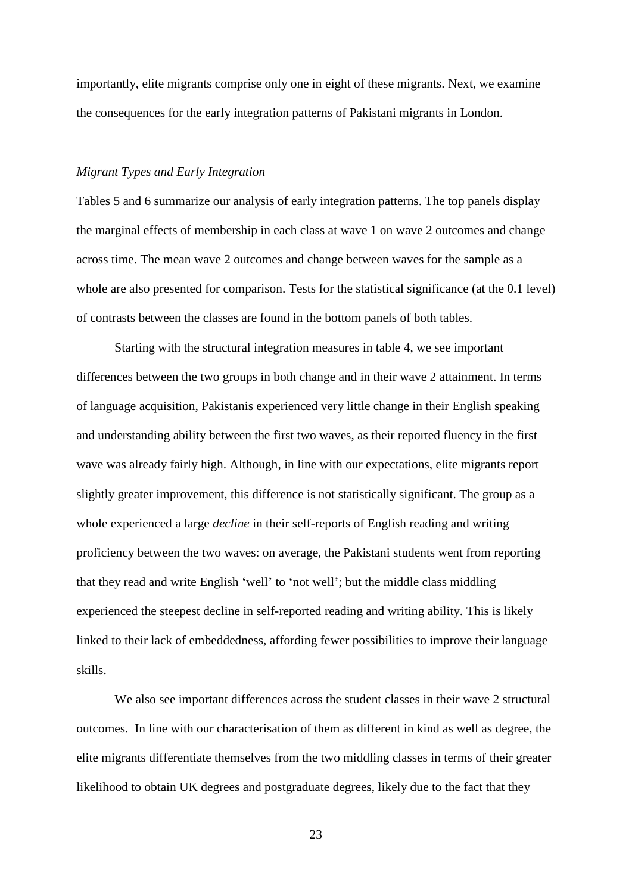importantly, elite migrants comprise only one in eight of these migrants. Next, we examine the consequences for the early integration patterns of Pakistani migrants in London.

### *Migrant Types and Early Integration*

Tables 5 and 6 summarize our analysis of early integration patterns. The top panels display the marginal effects of membership in each class at wave 1 on wave 2 outcomes and change across time. The mean wave 2 outcomes and change between waves for the sample as a whole are also presented for comparison. Tests for the statistical significance (at the 0.1 level) of contrasts between the classes are found in the bottom panels of both tables.

Starting with the structural integration measures in table 4, we see important differences between the two groups in both change and in their wave 2 attainment. In terms of language acquisition, Pakistanis experienced very little change in their English speaking and understanding ability between the first two waves, as their reported fluency in the first wave was already fairly high. Although, in line with our expectations, elite migrants report slightly greater improvement, this difference is not statistically significant. The group as a whole experienced a large *decline* in their self-reports of English reading and writing proficiency between the two waves: on average, the Pakistani students went from reporting that they read and write English 'well' to 'not well'; but the middle class middling experienced the steepest decline in self-reported reading and writing ability. This is likely linked to their lack of embeddedness, affording fewer possibilities to improve their language skills.

We also see important differences across the student classes in their wave 2 structural outcomes. In line with our characterisation of them as different in kind as well as degree, the elite migrants differentiate themselves from the two middling classes in terms of their greater likelihood to obtain UK degrees and postgraduate degrees, likely due to the fact that they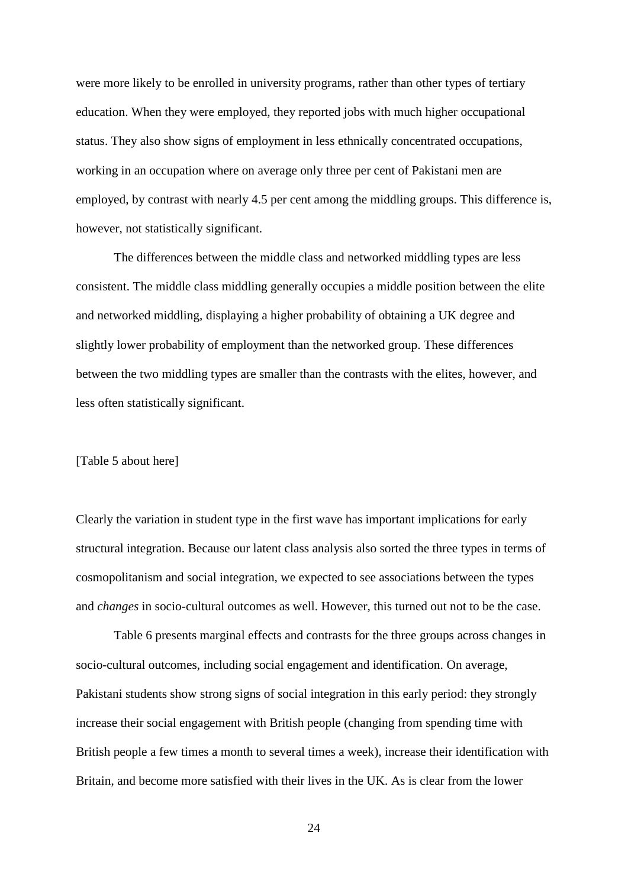were more likely to be enrolled in university programs, rather than other types of tertiary education. When they were employed, they reported jobs with much higher occupational status. They also show signs of employment in less ethnically concentrated occupations, working in an occupation where on average only three per cent of Pakistani men are employed, by contrast with nearly 4.5 per cent among the middling groups. This difference is, however, not statistically significant.

The differences between the middle class and networked middling types are less consistent. The middle class middling generally occupies a middle position between the elite and networked middling, displaying a higher probability of obtaining a UK degree and slightly lower probability of employment than the networked group. These differences between the two middling types are smaller than the contrasts with the elites, however, and less often statistically significant.

[Table 5 about here]

Clearly the variation in student type in the first wave has important implications for early structural integration. Because our latent class analysis also sorted the three types in terms of cosmopolitanism and social integration, we expected to see associations between the types and *changes* in socio-cultural outcomes as well. However, this turned out not to be the case.

Table 6 presents marginal effects and contrasts for the three groups across changes in socio-cultural outcomes, including social engagement and identification. On average, Pakistani students show strong signs of social integration in this early period: they strongly increase their social engagement with British people (changing from spending time with British people a few times a month to several times a week), increase their identification with Britain, and become more satisfied with their lives in the UK. As is clear from the lower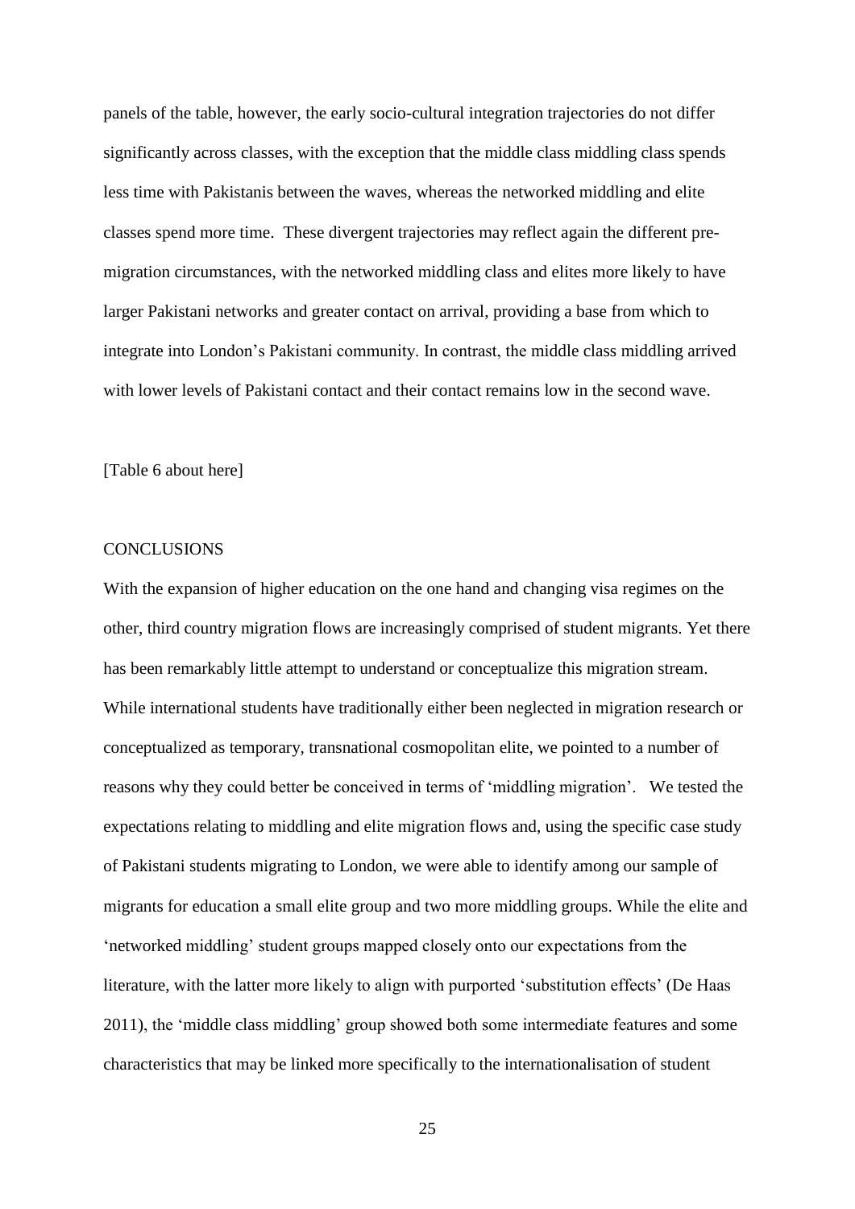panels of the table, however, the early socio-cultural integration trajectories do not differ significantly across classes, with the exception that the middle class middling class spends less time with Pakistanis between the waves, whereas the networked middling and elite classes spend more time. These divergent trajectories may reflect again the different pre-migration circumstances, with the networked middling class and elites more likely to have larger Pakistani networks and greater contact on arrival, providing a base from which to integrate into London's Pakistani community. In contrast, the middle class middling arrived with lower levels of Pakistani contact and their contact remains low in the second wave.

[Table 6 about here]

## CONCLUSIONS

With the expansion of higher education on the one hand and changing visa regimes on the other, third country migration flows are increasingly comprised of student migrants. Yet there has been remarkably little attempt to understand or conceptualize this migration stream. While international students have traditionally either been neglected in migration research or conceptualized as temporary, transnational cosmopolitan elite, we pointed to a number of reasons why they could better be conceived in terms of 'middling migration'. We tested the expectations relating to middling and elite migration flows and, using the specific case study of Pakistani students migrating to London, we were able to identify among our sample of migrants for education a small elite group and two more middling groups. While the elite and 'networked middling' student groups mapped closely onto our expectations from the literature, with the latter more likely to align with purported 'substitution effects' (De Haas 2011), the 'middle class middling' group showed both some intermediate features and some characteristics that may be linked more specifically to the internationalisation of student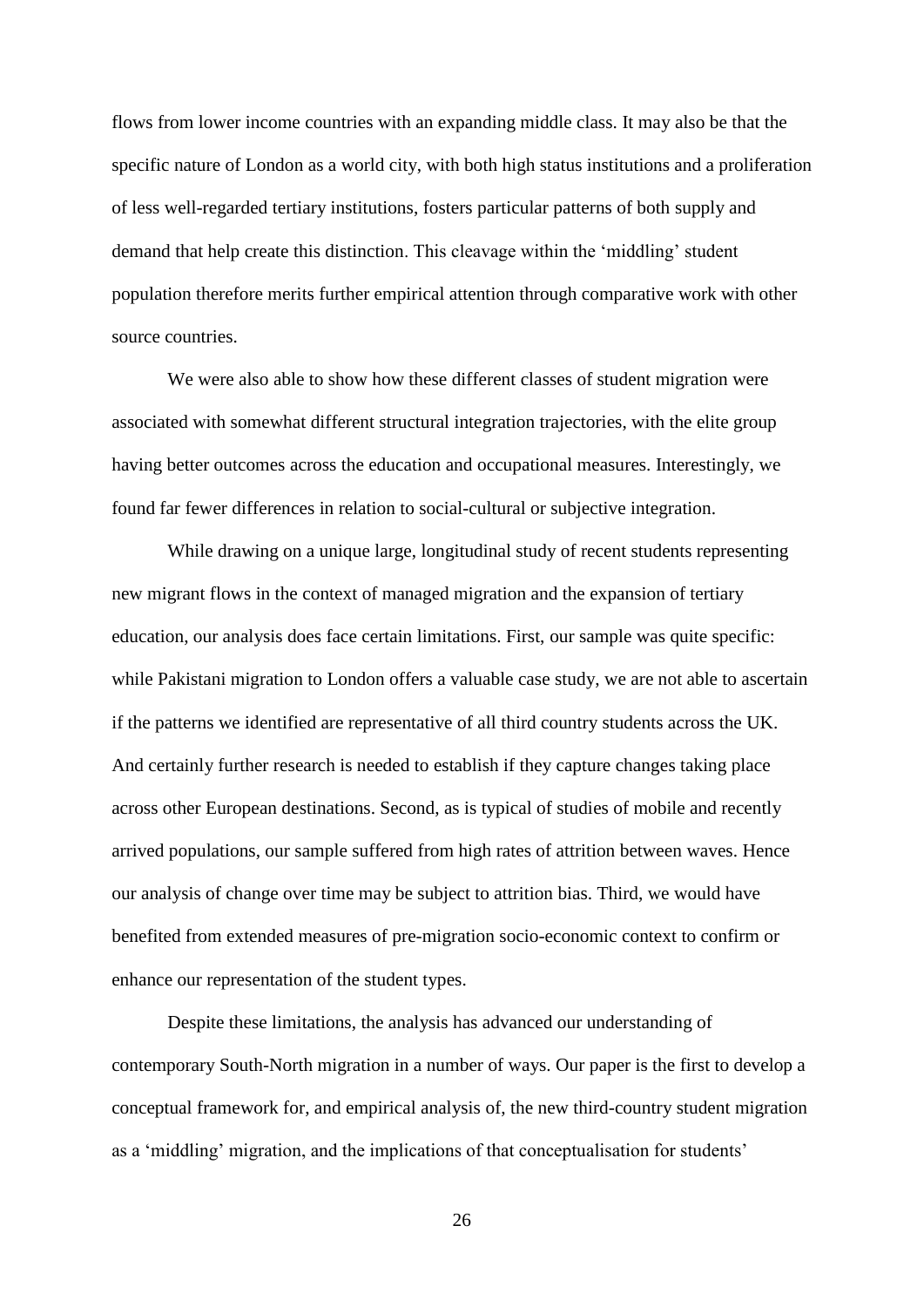flows from lower income countries with an expanding middle class. It may also be that the specific nature of London as a world city, with both high status institutions and a proliferation of less well-regarded tertiary institutions, fosters particular patterns of both supply and demand that help create this distinction. This cleavage within the 'middling' student population therefore merits further empirical attention through comparative work with other source countries.

We were also able to show how these different classes of student migration were associated with somewhat different structural integration trajectories, with the elite group having better outcomes across the education and occupational measures. Interestingly, we found far fewer differences in relation to social-cultural or subjective integration.

While drawing on a unique large, longitudinal study of recent students representing new migrant flows in the context of managed migration and the expansion of tertiary education, our analysis does face certain limitations. First, our sample was quite specific: while Pakistani migration to London offers a valuable case study, we are not able to ascertain if the patterns we identified are representative of all third country students across the UK. And certainly further research is needed to establish if they capture changes taking place across other European destinations. Second, as is typical of studies of mobile and recently arrived populations, our sample suffered from high rates of attrition between waves. Hence our analysis of change over time may be subject to attrition bias. Third, we would have benefited from extended measures of pre-migration socio-economic context to confirm or enhance our representation of the student types.

Despite these limitations, the analysis has advanced our understanding of contemporary South-North migration in a number of ways. Our paper is the first to develop a conceptual framework for, and empirical analysis of, the new third-country student migration as a 'middling' migration, and the implications of that conceptualisation for students'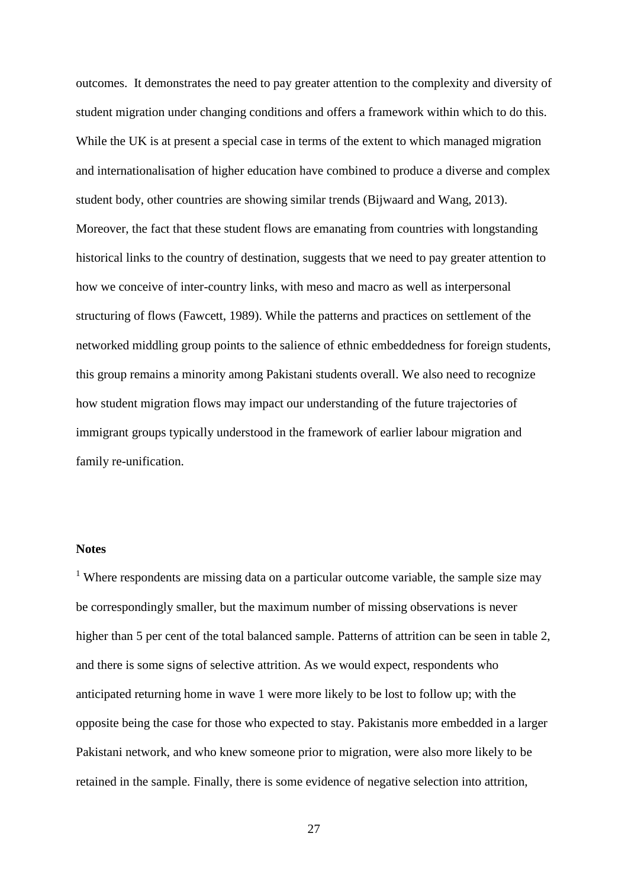outcomes. It demonstrates the need to pay greater attention to the complexity and diversity of student migration under changing conditions and offers a framework within which to do this. While the UK is at present a special case in terms of the extent to which managed migration and internationalisation of higher education have combined to produce a diverse and complex student body, other countries are showing similar trends (Bijwaard and Wang, 2013). Moreover, the fact that these student flows are emanating from countries with longstanding historical links to the country of destination, suggests that we need to pay greater attention to how we conceive of inter-country links, with meso and macro as well as interpersonal structuring of flows (Fawcett, 1989). While the patterns and practices on settlement of the networked middling group points to the salience of ethnic embeddedness for foreign students, this group remains a minority among Pakistani students overall. We also need to recognize how student migration flows may impact our understanding of the future trajectories of immigrant groups typically understood in the framework of earlier labour migration and family re-unification.

**Notes**

[1] Where respondents are missing data on a particular outcome variable, the sample size may be correspondingly smaller, but the maximum number of missing observations is never higher than 5 per cent of the total balanced sample. Patterns of attrition can be seen in table 2, and there is some signs of selective attrition. As we would expect, respondents who anticipated returning home in wave 1 were more likely to be lost to follow up; with the opposite being the case for those who expected to stay. Pakistanis more embedded in a larger Pakistani network, and who knew someone prior to migration, were also more likely to be retained in the sample. Finally, there is some evidence of negative selection into attrition,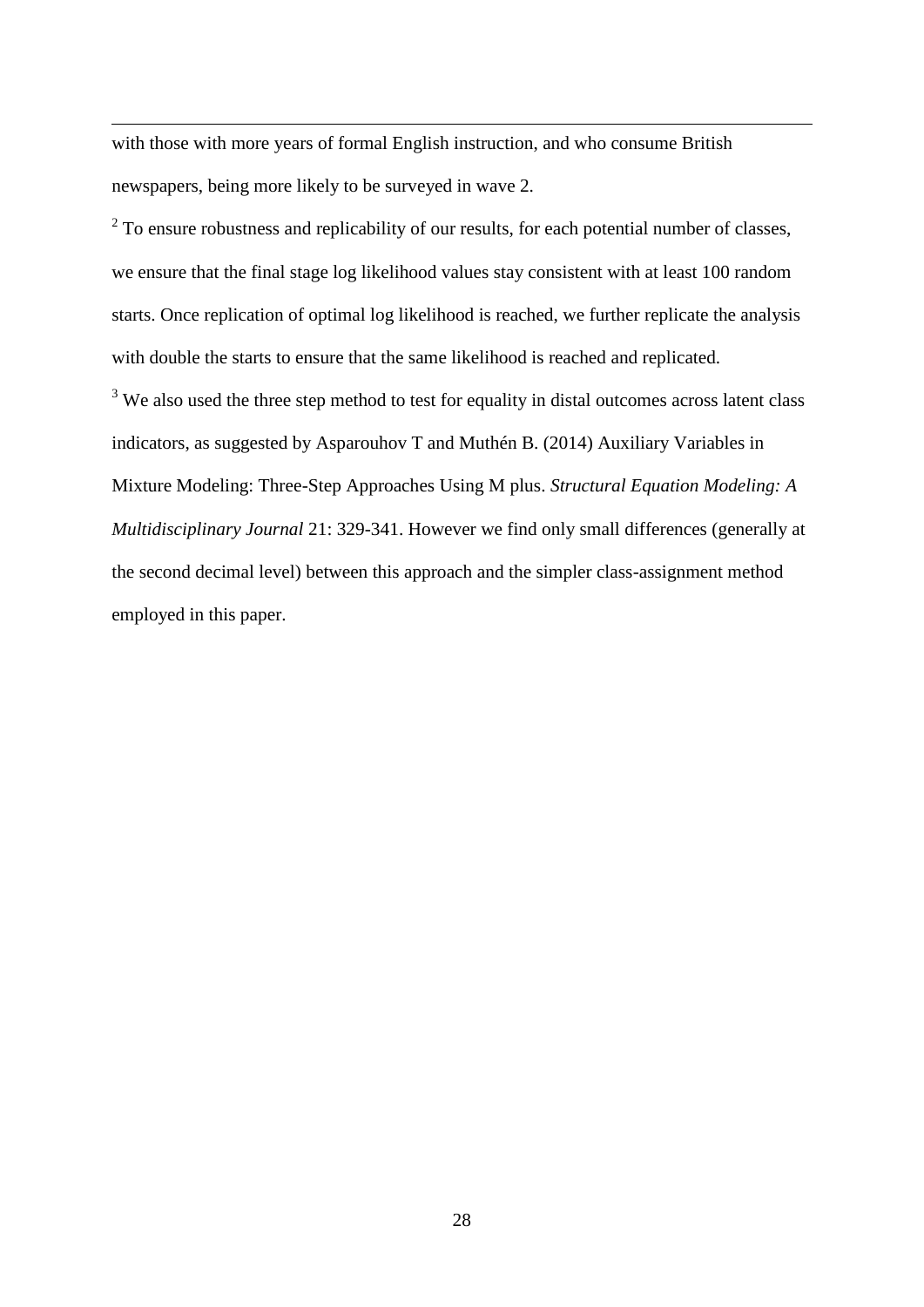with those with more years of formal English instruction, and who consume British newspapers, being more likely to be surveyed in wave 2.

[2] To ensure robustness and replicability of our results, for each potential number of classes, we ensure that the final stage log likelihood values stay consistent with at least 100 random starts. Once replication of optimal log likelihood is reached, we further replicate the analysis with double the starts to ensure that the same likelihood is reached and replicated.

[3] We also used the three step method to test for equality in distal outcomes across latent class indicators, as suggested by Asparouhov T and Muthén B. (2014) Auxiliary Variables in Mixture Modeling: Three-Step Approaches Using M plus. *Structural Equation Modeling: A Multidisciplinary Journal* 21: 329-341. However we find only small differences (generally at the second decimal level) between this approach and the simpler class-assignment method employed in this paper.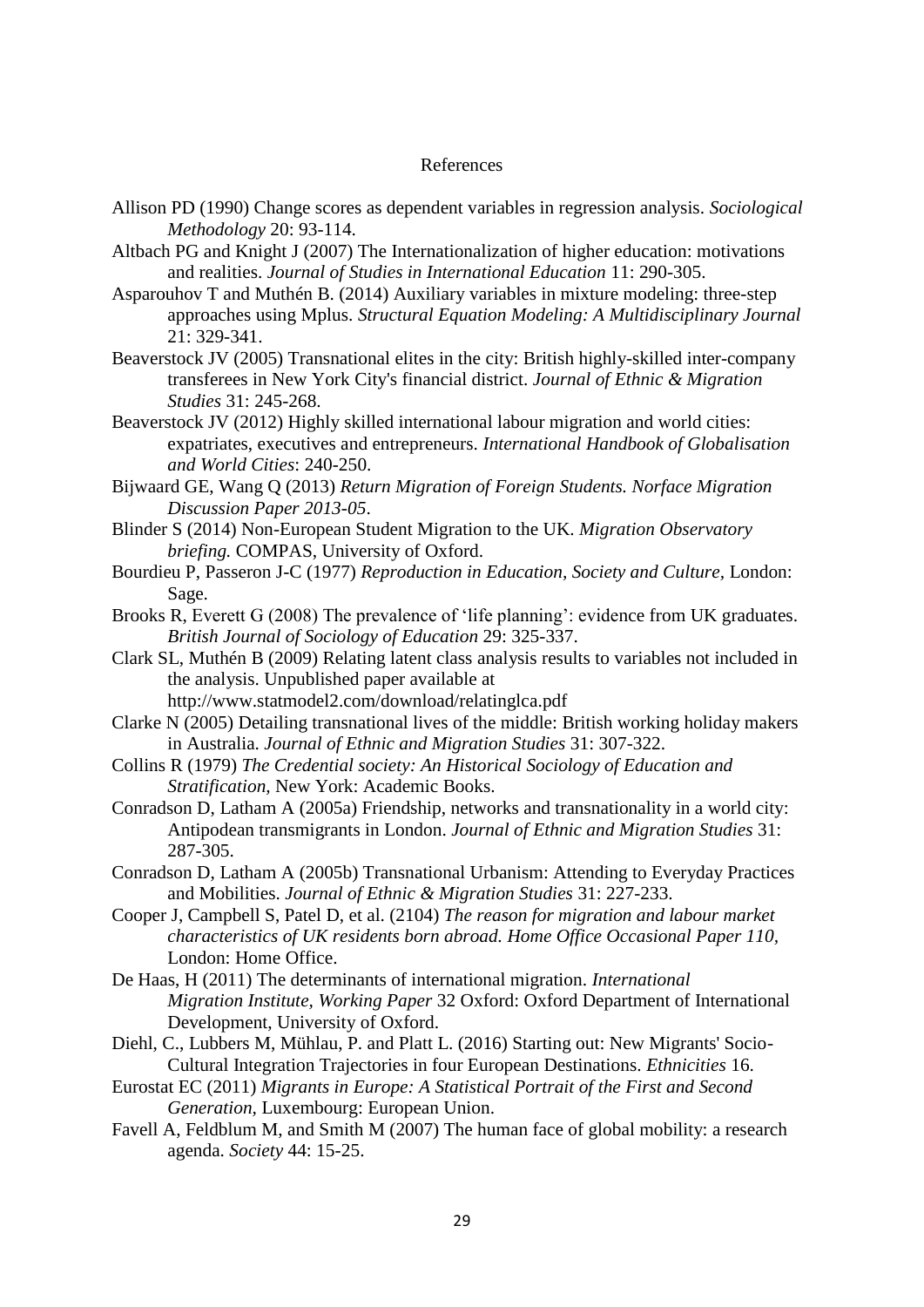# References

Allison PD (1990) Change scores as dependent variables in regression analysis. *Sociological Methodology* 20: 93-114.

Altbach PG and Knight J (2007) The Internationalization of higher education: motivations and realities. *Journal of Studies in International Education* 11: 290-305.

Asparouhov T and Muthén B. (2014) Auxiliary variables in mixture modeling: three-step approaches using Mplus. *Structural Equation Modeling: A Multidisciplinary Journal* 21: 329-341.

Beaverstock JV (2005) Transnational elites in the city: British highly-skilled inter-company transferees in New York City's financial district. *Journal of Ethnic & Migration Studies* 31: 245-268.

Beaverstock JV (2012) Highly skilled international labour migration and world cities: expatriates, executives and entrepreneurs. *International Handbook of Globalisation and World Cities*: 240-250.

Bijwaard GE, Wang Q (2013) *Return Migration of Foreign Students. Norface Migration Discussion Paper 2013-05*.

Blinder S (2014) Non-European Student Migration to the UK. *Migration Observatory briefing.* COMPAS, University of Oxford.

Bourdieu P, Passeron J-C (1977) *Reproduction in Education, Society and Culture,* London: Sage.

Brooks R, Everett G (2008) The prevalence of 'life planning': evidence from UK graduates. *British Journal of Sociology of Education* 29: 325-337.

Clark SL, Muthén B (2009) Relating latent class analysis results to variables not included in the analysis. Unpublished paper available at http://www.statmodel2.com/download/relatinglca.pdf

Clarke N (2005) Detailing transnational lives of the middle: British working holiday makers in Australia. *Journal of Ethnic and Migration Studies* 31: 307-322.

Collins R (1979) *The Credential society: An Historical Sociology of Education and Stratification,* New York: Academic Books.

Conradson D, Latham A (2005a) Friendship, networks and transnationality in a world city: Antipodean transmigrants in London. *Journal of Ethnic and Migration Studies* 31: 287-305.

Conradson D, Latham A (2005b) Transnational Urbanism: Attending to Everyday Practices and Mobilities. *Journal of Ethnic & Migration Studies* 31: 227-233.

Cooper J, Campbell S, Patel D, et al. (2104) *The reason for migration and labour market characteristics of UK residents born abroad. Home Office Occasional Paper 110,* London: Home Office.

De Haas, H (2011) The determinants of international migration. *International Migration Institute, Working Paper* 32 Oxford: Oxford Department of International Development, University of Oxford.

Diehl, C., Lubbers M, Mühlau, P. and Platt L. (2016) Starting out: New Migrants' Socio-Cultural Integration Trajectories in four European Destinations. *Ethnicities* 16.

Eurostat EC (2011) *Migrants in Europe: A Statistical Portrait of the First and Second Generation,* Luxembourg: European Union.

Favell A, Feldblum M, and Smith M (2007) The human face of global mobility: a research agenda. *Society* 44: 15-25.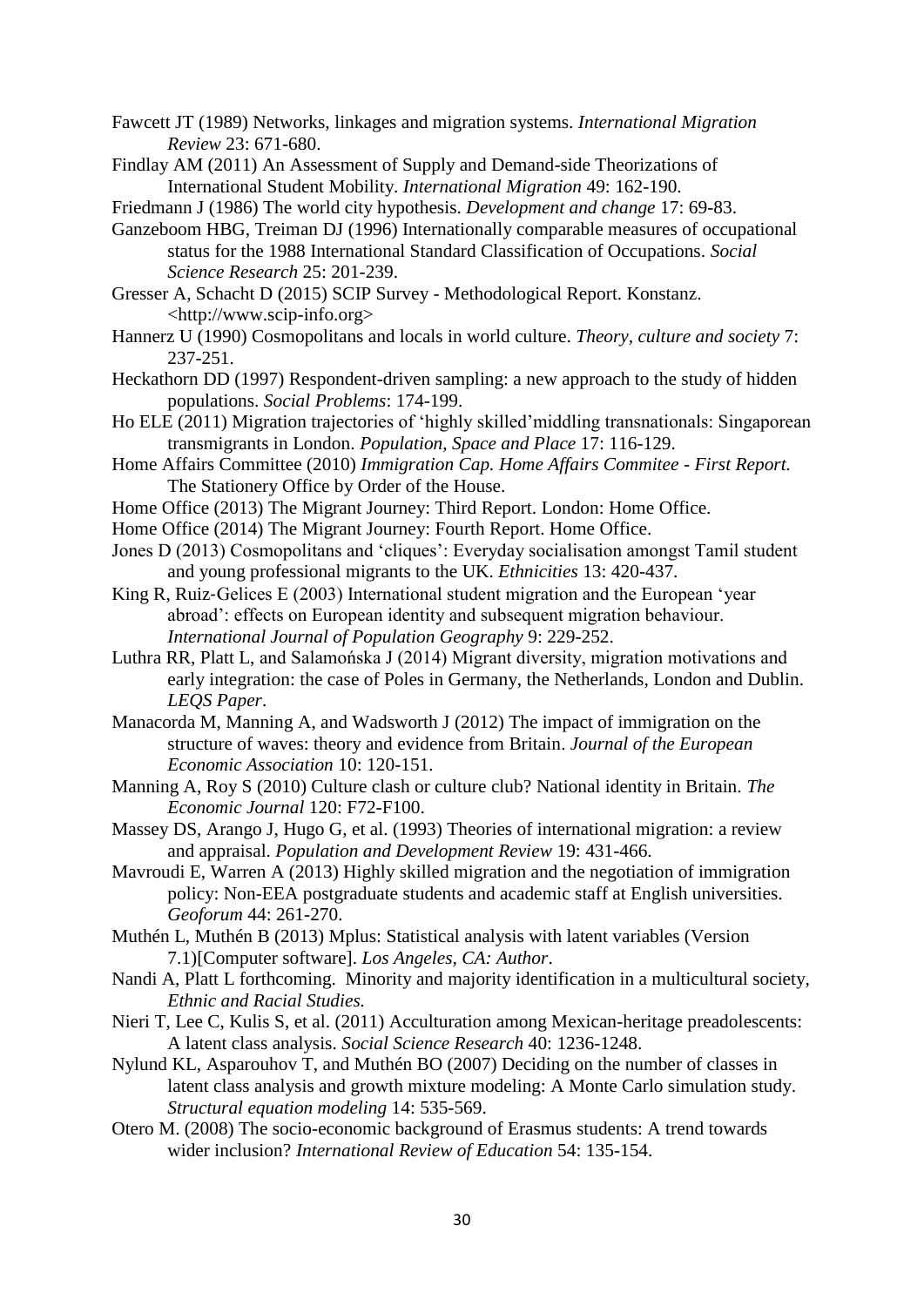Fawcett JT (1989) Networks, linkages and migration systems. *International Migration Review* 23: 671-680.

Findlay AM (2011) An Assessment of Supply and Demand-side Theorizations of International Student Mobility. *International Migration* 49: 162-190.

Friedmann J (1986) The world city hypothesis. *Development and change* 17: 69-83.

Ganzeboom HBG, Treiman DJ (1996) Internationally comparable measures of occupational status for the 1988 International Standard Classification of Occupations. *Social Science Research* 25: 201-239.

Gresser A, Schacht D (2015) SCIP Survey - Methodological Report. Konstanz. <http://www.scip-info.org>

Hannerz U (1990) Cosmopolitans and locals in world culture. *Theory, culture and society* 7: 237-251.

Heckathorn DD (1997) Respondent-driven sampling: a new approach to the study of hidden populations. *Social Problems*: 174-199.

Ho ELE (2011) Migration trajectories of 'highly skilled'middling transnationals: Singaporean transmigrants in London. *Population, Space and Place* 17: 116-129.

Home Affairs Committee (2010) *Immigration Cap. Home Affairs Commitee - First Report.* The Stationery Office by Order of the House.

Home Office (2013) The Migrant Journey: Third Report. London: Home Office.

Home Office (2014) The Migrant Journey: Fourth Report. Home Office.

Jones D (2013) Cosmopolitans and 'cliques': Everyday socialisation amongst Tamil student and young professional migrants to the UK. *Ethnicities* 13: 420-437.

King R, Ruiz‐Gelices E (2003) International student migration and the European 'year abroad': effects on European identity and subsequent migration behaviour. *International Journal of Population Geography* 9: 229-252.

Luthra RR, Platt L, and Salamońska J (2014) Migrant diversity, migration motivations and early integration: the case of Poles in Germany, the Netherlands, London and Dublin. *LEQS Paper*.

Manacorda M, Manning A, and Wadsworth J (2012) The impact of immigration on the structure of waves: theory and evidence from Britain. *Journal of the European Economic Association* 10: 120-151.

Manning A, Roy S (2010) Culture clash or culture club? National identity in Britain. *The Economic Journal* 120: F72-F100.

Massey DS, Arango J, Hugo G, et al. (1993) Theories of international migration: a review and appraisal. *Population and Development Review* 19: 431-466.

Mavroudi E, Warren A (2013) Highly skilled migration and the negotiation of immigration policy: Non-EEA postgraduate students and academic staff at English universities. *Geoforum* 44: 261-270.

Muthén L, Muthén B (2013) Mplus: Statistical analysis with latent variables (Version 7.1)[Computer software]. *Los Angeles, CA: Author*.

Nandi A, Platt L forthcoming. Minority and majority identification in a multicultural society, *Ethnic and Racial Studies.*

Nieri T, Lee C, Kulis S, et al. (2011) Acculturation among Mexican-heritage preadolescents: A latent class analysis. *Social Science Research* 40: 1236-1248.

Nylund KL, Asparouhov T, and Muthén BO (2007) Deciding on the number of classes in latent class analysis and growth mixture modeling: A Monte Carlo simulation study. *Structural equation modeling* 14: 535-569.

Otero M. (2008) The socio-economic background of Erasmus students: A trend towards wider inclusion? *International Review of Education* 54: 135-154.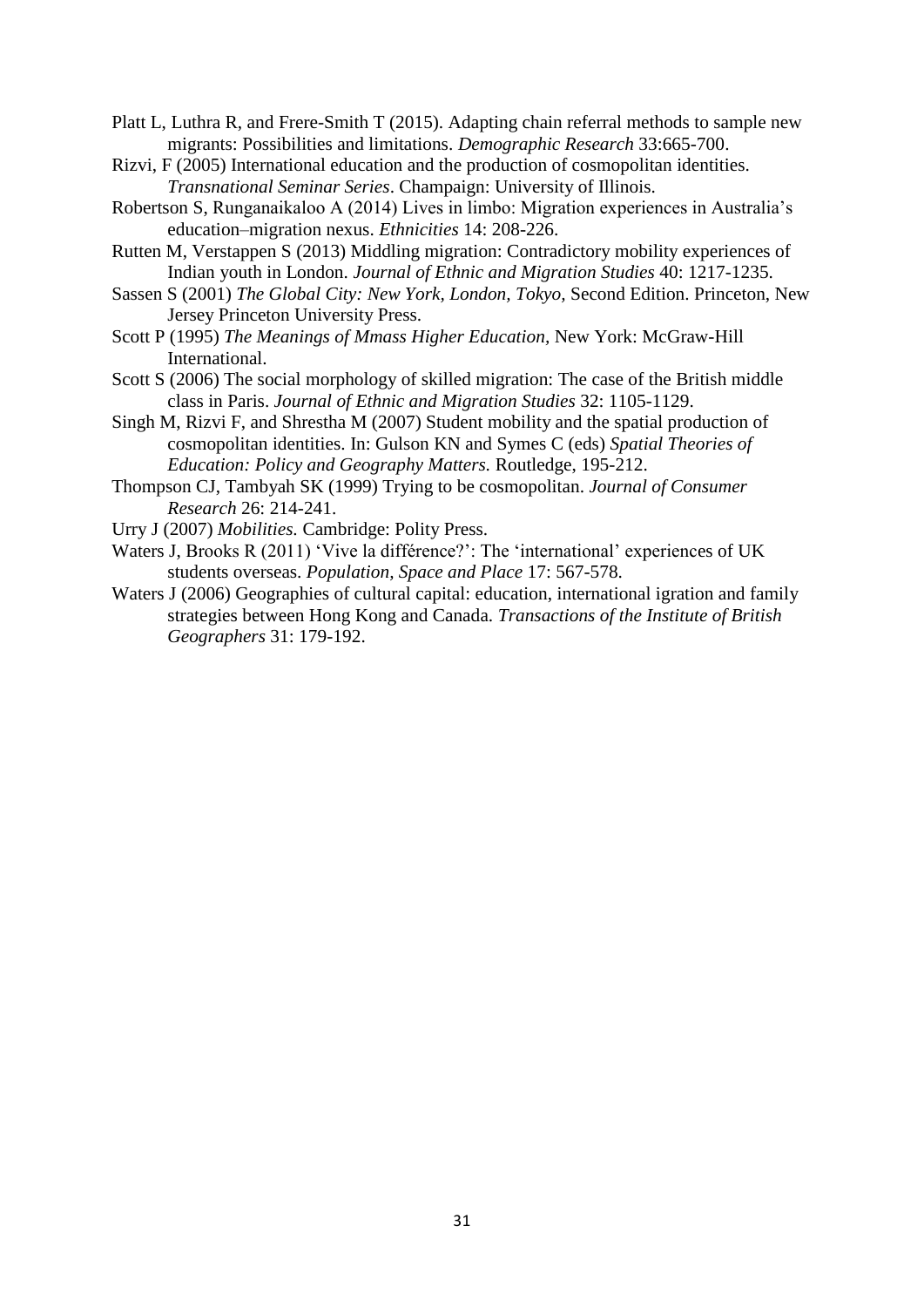Platt L, Luthra R, and Frere-Smith T (2015). Adapting chain referral methods to sample new migrants: Possibilities and limitations. *Demographic Research* 33:665-700.

Rizvi, F (2005) International education and the production of cosmopolitan identities. *Transnational Seminar Series*. Champaign: University of Illinois.

Robertson S, Runganaikaloo A (2014) Lives in limbo: Migration experiences in Australia's education–migration nexus. *Ethnicities* 14: 208-226.

Rutten M, Verstappen S (2013) Middling migration: Contradictory mobility experiences of Indian youth in London. *Journal of Ethnic and Migration Studies* 40: 1217-1235.

Sassen S (2001) *The Global City: New York, London, Tokyo,* Second Edition. Princeton, New Jersey Princeton University Press.

Scott P (1995) *The Meanings of Mmass Higher Education,* New York: McGraw-Hill International.

Scott S (2006) The social morphology of skilled migration: The case of the British middle class in Paris. *Journal of Ethnic and Migration Studies* 32: 1105-1129.

Singh M, Rizvi F, and Shrestha M (2007) Student mobility and the spatial production of cosmopolitan identities. In: Gulson KN and Symes C (eds) *Spatial Theories of Education: Policy and Geography Matters.* Routledge, 195-212.

Thompson CJ, Tambyah SK (1999) Trying to be cosmopolitan. *Journal of Consumer Research* 26: 214-241.

Urry J (2007) *Mobilities.* Cambridge: Polity Press.

Waters J, Brooks R (2011) 'Vive la différence?': The 'international' experiences of UK students overseas. *Population, Space and Place* 17: 567-578.

Waters J (2006) Geographies of cultural capital: education, international igration and family strategies between Hong Kong and Canada. *Transactions of the Institute of British Geographers* 31: 179-192.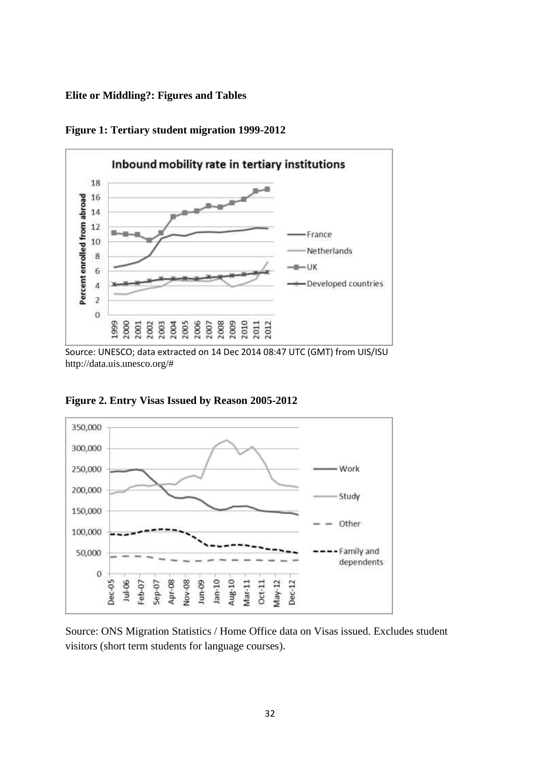**Elite or Middling?: Figures and Tables**

**Figure 1: Tertiary student migration 1999-2012**

Source: UNESCO; data extracted on 14 Dec 2014 08:47 UTC (GMT) from UIS/ISU http://data.uis.unesco.org/#

**Figure 2. Entry Visas Issued by Reason 2005-2012**

Source: ONS Migration Statistics / Home Office data on Visas issued. Excludes student visitors (short term students for language courses).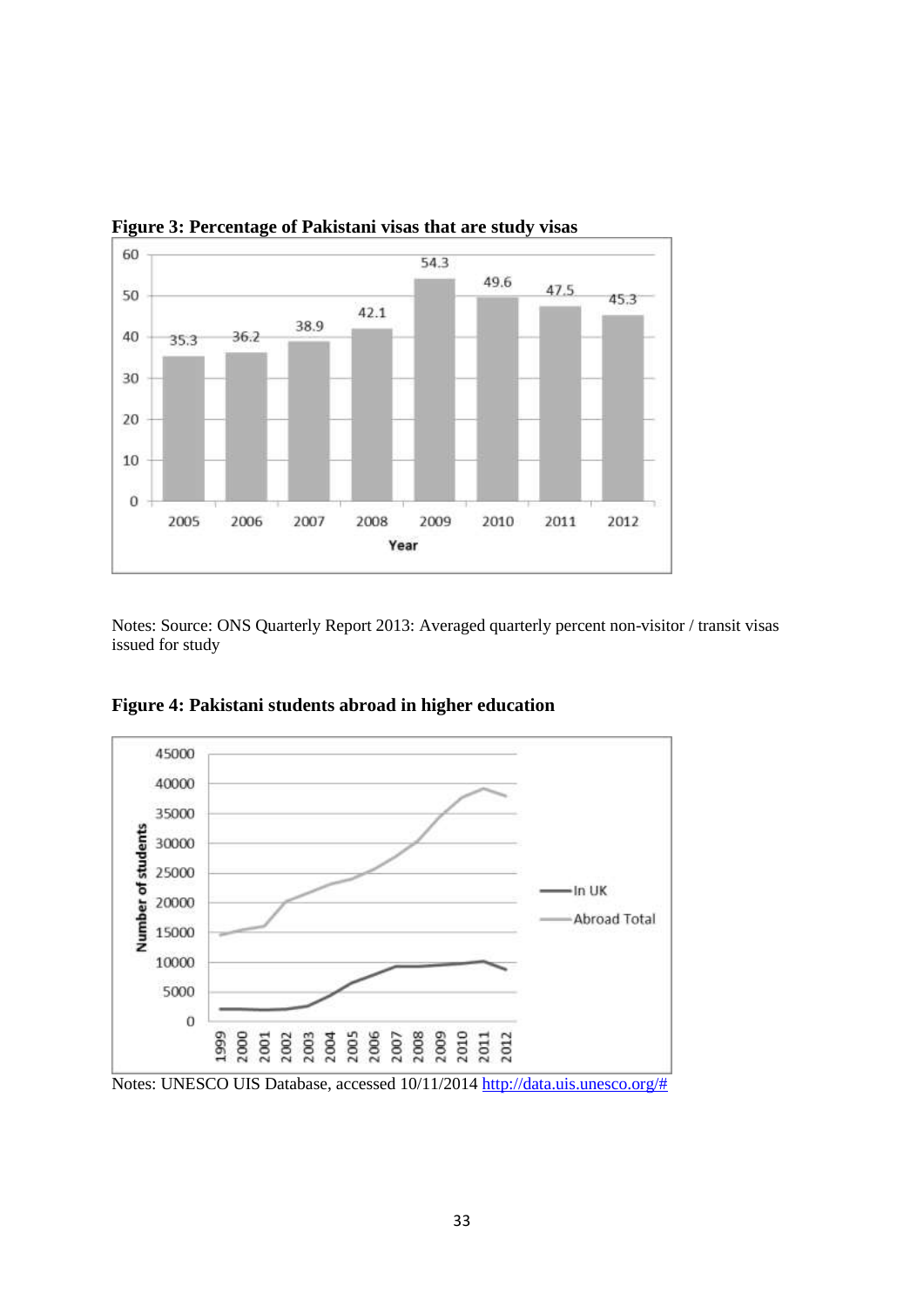**Figure 3: Percentage of Pakistani visas that are study visas**

Notes: Source: ONS Quarterly Report 2013: Averaged quarterly percent non-visitor / transit visas issued for study

**Figure 4: Pakistani students abroad in higher education**

Notes: UNESCO UIS Database, accessed 10/11/2014 http://data.uis.unesco.org/#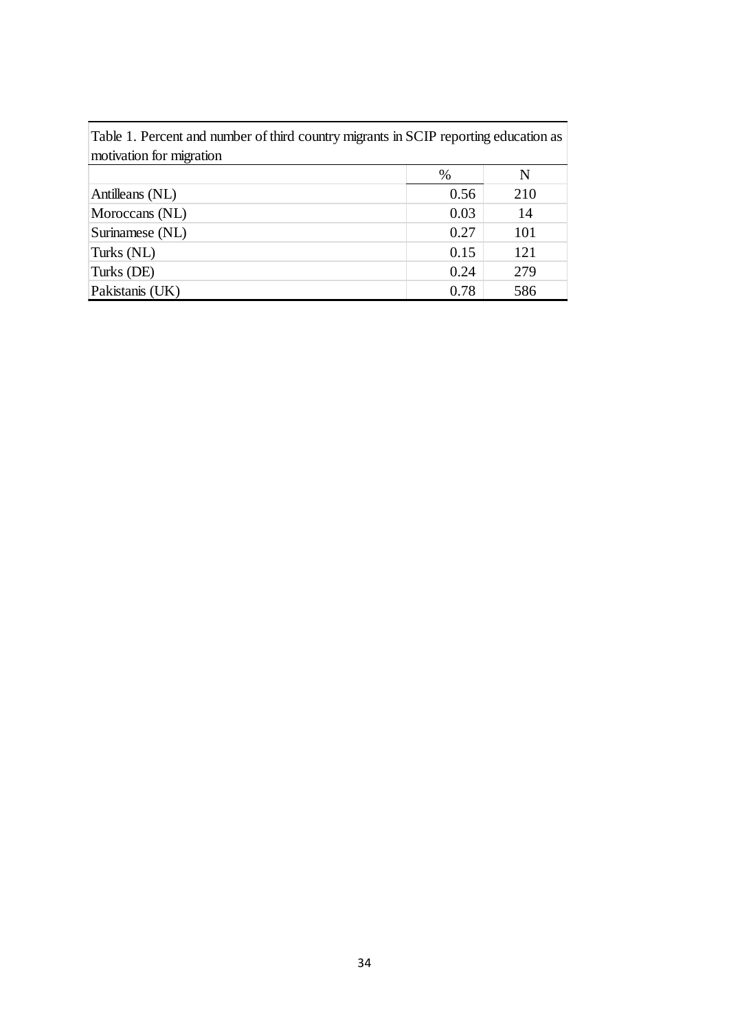Table 1. Percent and number of third country migrants in SCIP reporting education as motivation for migration

| | % | N |
|---|---|---|
| Antilleans (NL) | 0.56 | 210 |
| Moroccans (NL) | 0.03 | 14 |
| Surinamese (NL) | 0.27 | 101 |
| Turks (NL) | 0.15 | 121 |
| Turks (DE) | 0.24 | 279 |
| Pakistanis (UK) | 0.78 | 586 |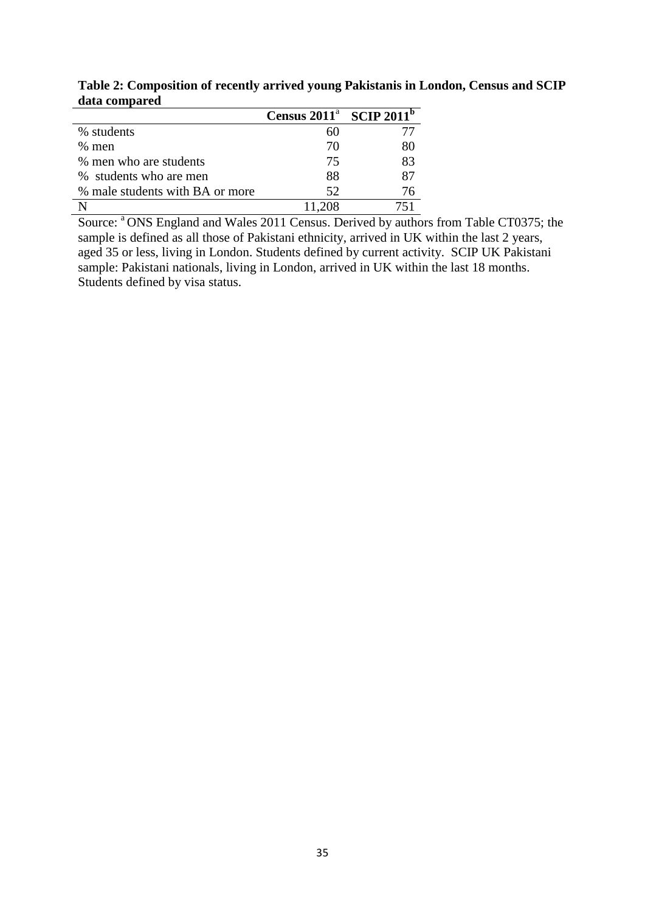**Table 2: Composition of recently arrived young Pakistanis in London, Census and SCIP data compared**

| | Census 2011[a] | SCIP 2011[b] |
|---|---|---|
| % students | 60 | 77 |
| % men | 70 | 80 |
| % men who are students | 75 | 83 |
| % students who are men | 88 | 87 |
| % male students with BA or more | 52 | 76 |
| N | 11,208 | 751 |

Source: [a] ONS England and Wales 2011 Census. Derived by authors from Table CT0375; the sample is defined as all those of Pakistani ethnicity, arrived in UK within the last 2 years, aged 35 or less, living in London. Students defined by current activity. SCIP UK Pakistani sample: Pakistani nationals, living in London, arrived in UK within the last 18 months. Students defined by visa status.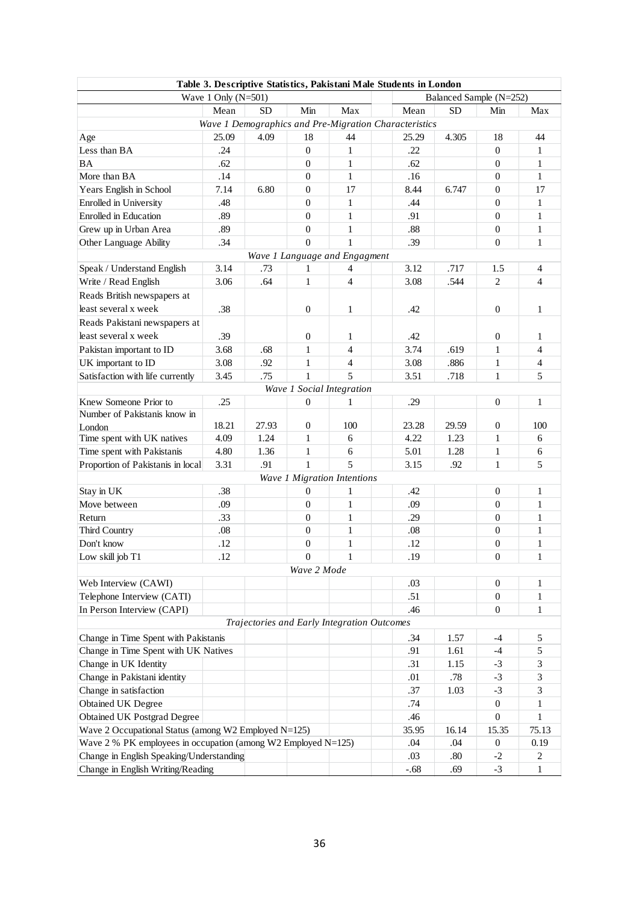**Table 3. Descriptive Statistics, Pakistani Male Students in London**

| | Wave 1 Only (N=501) | | | | | Balanced Sample (N=252) | | | |
|---|---|---|---|---|---|---|---|---|---|
| | Mean | SD | Min | Max | | Mean | SD | Min | Max |
| *Wave 1 Demographics and Pre-Migration Characteristics* | | | | | | | | | |
| Age | 25.09 | 4.09 | 18 | 44 | | 25.29 | 4.305 | 18 | 44 |
| Less than BA | .24 | | 0 | 1 | | .22 | | 0 | 1 |
| BA | .62 | | 0 | 1 | | .62 | | 0 | 1 |
| More than BA | .14 | | 0 | 1 | | .16 | | 0 | 1 |
| Years English in School | 7.14 | 6.80 | 0 | 17 | | 8.44 | 6.747 | 0 | 17 |
| Enrolled in University | .48 | | 0 | 1 | | .44 | | 0 | 1 |
| Enrolled in Education | .89 | | 0 | 1 | | .91 | | 0 | 1 |
| Grew up in Urban Area | .89 | | 0 | 1 | | .88 | | 0 | 1 |
| Other Language Ability | .34 | | 0 | 1 | | .39 | | 0 | 1 |
| *Wave 1 Language and Engagment* | | | | | | | | | |
| Speak / Understand English | 3.14 | .73 | 1 | 4 | | 3.12 | .717 | 1.5 | 4 |
| Write / Read English | 3.06 | .64 | 1 | 4 | | 3.08 | .544 | 2 | 4 |
| Reads British newspapers at least several x week | .38 | | 0 | 1 | | .42 | | 0 | 1 |
| Reads Pakistani newspapers at least several x week | .39 | | 0 | 1 | | .42 | | 0 | 1 |
| Pakistan important to ID | 3.68 | .68 | 1 | 4 | | 3.74 | .619 | 1 | 4 |
| UK important to ID | 3.08 | .92 | 1 | 4 | | 3.08 | .886 | 1 | 4 |
| Satisfaction with life currently | 3.45 | .75 | 1 | 5 | | 3.51 | .718 | 1 | 5 |
| *Wave 1 Social Integration* | | | | | | | | | |
| Knew Someone Prior to | .25 | | 0 | 1 | | .29 | | 0 | 1 |
| Number of Pakistanis know in London | 18.21 | 27.93 | 0 | 100 | | 23.28 | 29.59 | 0 | 100 |
| Time spent with UK natives | 4.09 | 1.24 | 1 | 6 | | 4.22 | 1.23 | 1 | 6 |
| Time spent with Pakistanis | 4.80 | 1.36 | 1 | 6 | | 5.01 | 1.28 | 1 | 6 |
| Proportion of Pakistanis in local | 3.31 | .91 | 1 | 5 | | 3.15 | .92 | 1 | 5 |
| *Wave 1 Migration Intentions* | | | | | | | | | |
| Stay in UK | .38 | | 0 | 1 | | .42 | | 0 | 1 |
| Move between | .09 | | 0 | 1 | | .09 | | 0 | 1 |
| Return | .33 | | 0 | 1 | | .29 | | 0 | 1 |
| Third Country | .08 | | 0 | 1 | | .08 | | 0 | 1 |
| Don't know | .12 | | 0 | 1 | | .12 | | 0 | 1 |
| Low skill job T1 | .12 | | 0 | 1 | | .19 | | 0 | 1 |
| *Wave 2 Mode* | | | | | | | | | |
| Web Interview (CAWI) | | | | | | .03 | | 0 | 1 |
| Telephone Interview (CATI) | | | | | | .51 | | 0 | 1 |
| In Person Interview (CAPI) | | | | | | .46 | | 0 | 1 |
| *Trajectories and Early Integration Outcomes* | | | | | | | | | |
| Change in Time Spent with Pakistanis | | | | | | .34 | 1.57 | -4 | 5 |
| Change in Time Spent with UK Natives | | | | | | .91 | 1.61 | -4 | 5 |
| Change in UK Identity | | | | | | .31 | 1.15 | -3 | 3 |
| Change in Pakistani identity | | | | | | .01 | .78 | -3 | 3 |
| Change in satisfaction | | | | | | .37 | 1.03 | -3 | 3 |
| Obtained UK Degree | | | | | | .74 | | 0 | 1 |
| Obtained UK Postgrad Degree | | | | | | .46 | | 0 | 1 |
| Wave 2 Occupational Status (among W2 Employed N=125) | | | | | | 35.95 | 16.14 | 15.35 | 75.13 |
| Wave 2 % PK employees in occupation (among W2 Employed N=125) | | | | | | .04 | .04 | 0 | 0.19 |
| Change in English Speaking/Understanding | | | | | | .03 | .80 | -2 | 2 |
| Change in English Writing/Reading | | | | | | -.68 | .69 | -3 | 1 |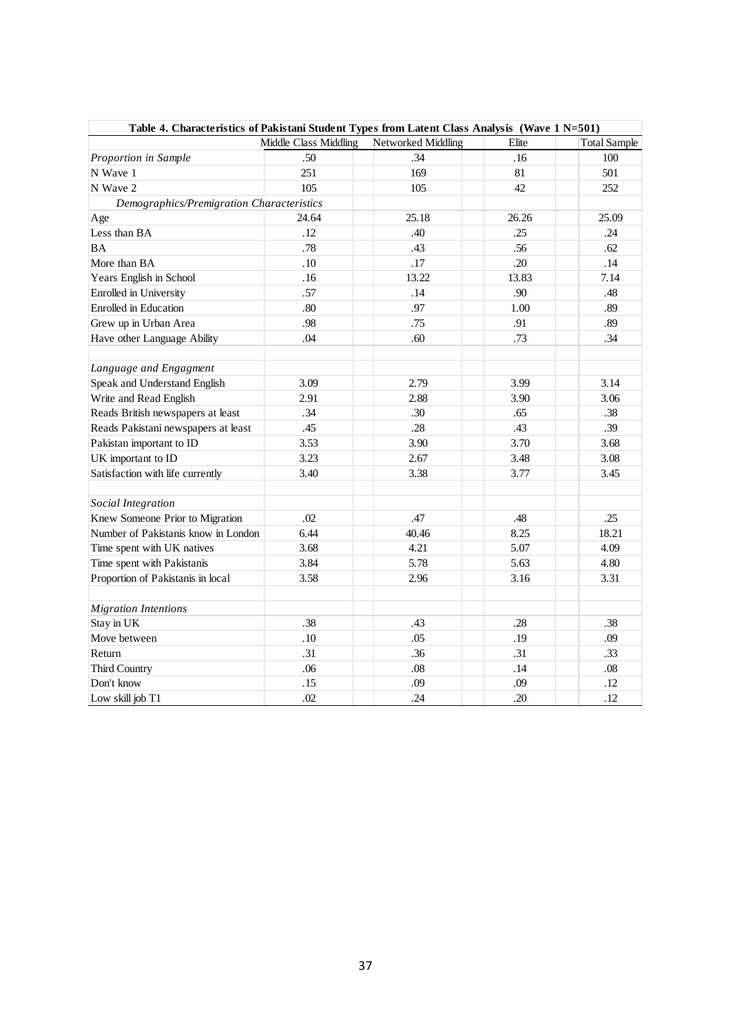**Table 4. Characteristics of Pakistani Student Types from Latent Class Analysis (Wave 1 N=501)**

| | Middle Class Middling | Networked Middling | Elite | Total Sample |
|---|---|---|---|---|
| *Proportion in Sample* | .50 | .34 | .16 | 100 |
| N Wave 1 | 251 | 169 | 81 | 501 |
| N Wave 2 | 105 | 105 | 42 | 252 |
| *Demographics/Premigration Characteristics* | | | | |
| Age | 24.64 | 25.18 | 26.26 | 25.09 |
| Less than BA | .12 | .40 | .25 | .24 |
| BA | .78 | .43 | .56 | .62 |
| More than BA | .10 | .17 | .20 | .14 |
| Years English in School | .16 | 13.22 | 13.83 | 7.14 |
| Enrolled in University | .57 | .14 | .90 | .48 |
| Enrolled in Education | .80 | .97 | 1.00 | .89 |
| Grew up in Urban Area | .98 | .75 | .91 | .89 |
| Have other Language Ability | .04 | .60 | .73 | .34 |
| | | | | |
| *Language and Engagment* | | | | |
| Speak and Understand English | 3.09 | 2.79 | 3.99 | 3.14 |
| Write and Read English | 2.91 | 2.88 | 3.90 | 3.06 |
| Reads British newspapers at least | .34 | .30 | .65 | .38 |
| Reads Pakistani newspapers at least | .45 | .28 | .43 | .39 |
| Pakistan important to ID | 3.53 | 3.90 | 3.70 | 3.68 |
| UK important to ID | 3.23 | 2.67 | 3.48 | 3.08 |
| Satisfaction with life currently | 3.40 | 3.38 | 3.77 | 3.45 |
| | | | | |
| *Social Integration* | | | | |
| Knew Someone Prior to Migration | .02 | .47 | .48 | .25 |
| Number of Pakistanis know in London | 6.44 | 40.46 | 8.25 | 18.21 |
| Time spent with UK natives | 3.68 | 4.21 | 5.07 | 4.09 |
| Time spent with Pakistanis | 3.84 | 5.78 | 5.63 | 4.80 |
| Proportion of Pakistanis in local | 3.58 | 2.96 | 3.16 | 3.31 |
| | | | | |
| *Migration Intentions* | | | | |
| Stay in UK | .38 | .43 | .28 | .38 |
| Move between | .10 | .05 | .19 | .09 |
| Return | .31 | .36 | .31 | .33 |
| Third Country | .06 | .08 | .14 | .08 |
| Don't know | .15 | .09 | .09 | .12 |
| Low skill job T1 | .02 | .24 | .20 | .12 |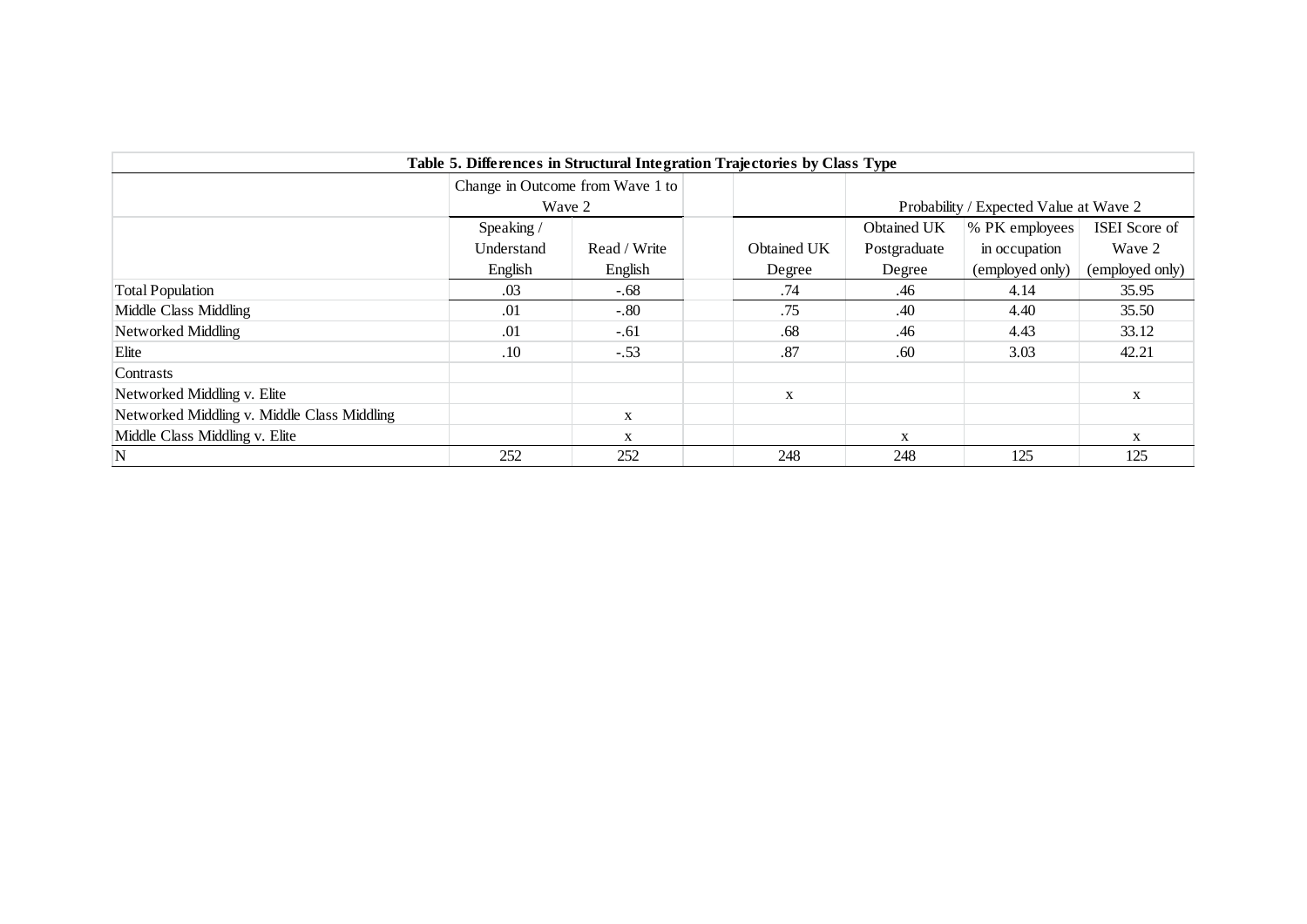**Table 5. Differences in Structural Integration Trajectories by Class Type**

| | Change in Outcome from Wave 1 to Wave 2 | | | Probability / Expected Value at Wave 2 | | | |
|---|---|---|---|---|---|---|---|
| | Speaking / Understand English | Read / Write English | | Obtained UK Degree | Obtained UK Postgraduate Degree | % PK employees in occupation (employed only) | ISEI Score of Wave 2 (employed only) |
| Total Population | .03 | -.68 | | .74 | .46 | 4.14 | 35.95 |
| Middle Class Middling | .01 | -.80 | | .75 | .40 | 4.40 | 35.50 |
| Networked Middling | .01 | -.61 | | .68 | .46 | 4.43 | 33.12 |
| Elite | .10 | -.53 | | .87 | .60 | 3.03 | 42.21 |
| Contrasts | | | | | | | |
| Networked Middling v. Elite | | | | x | | | x |
| Networked Middling v. Middle Class Middling | | x | | | | | |
| Middle Class Middling v. Elite | | x | | | x | | x |
| N | 252 | 252 | | 248 | 248 | 125 | 125 |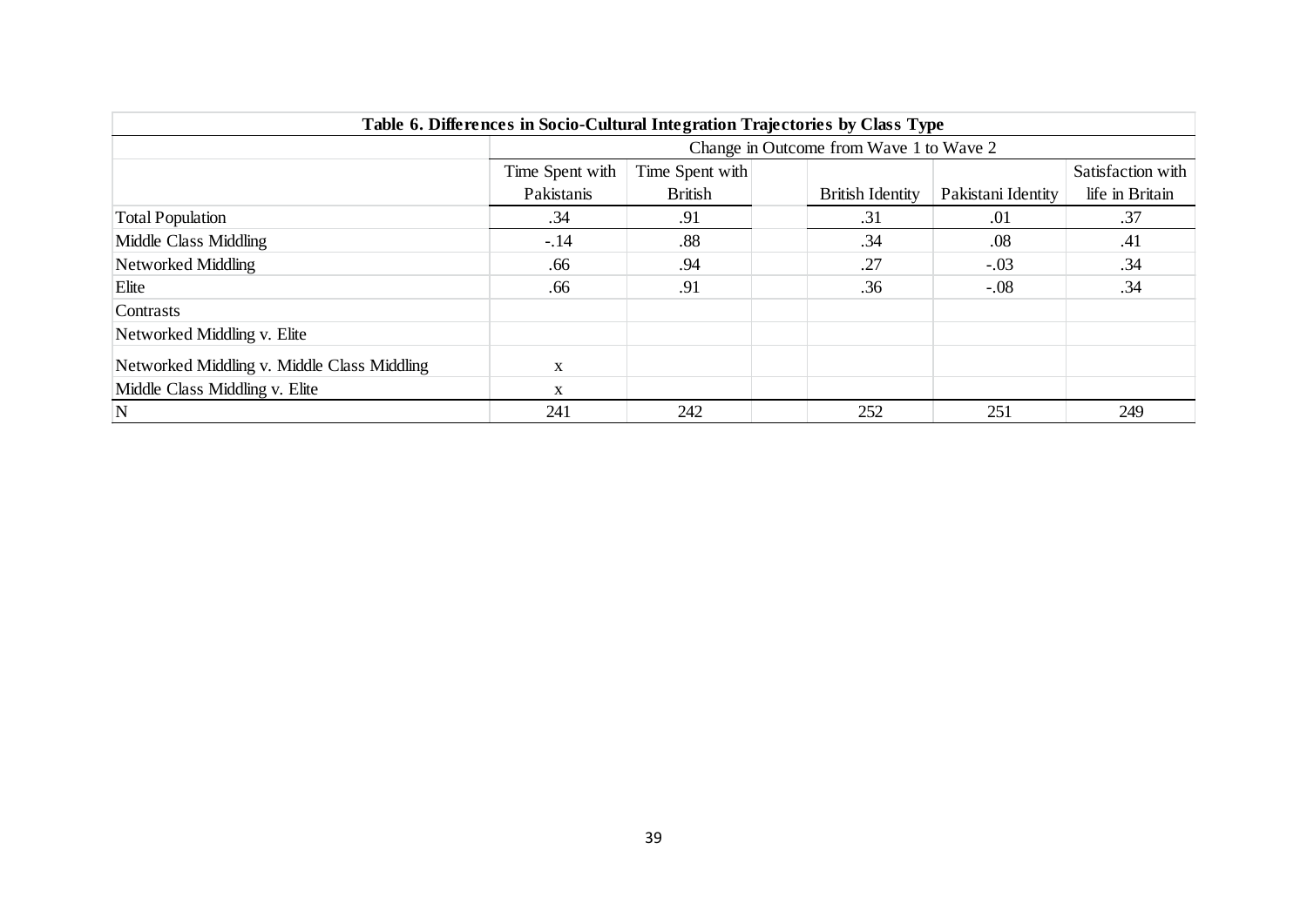**Table 6. Differences in Socio-Cultural Integration Trajectories by Class Type**

| | Change in Outcome from Wave 1 to Wave 2 | | | | | |
|---|---|---|---|---|---|---|
| | Time Spent with Pakistanis | Time Spent with British | | British Identity | Pakistani Identity | Satisfaction with life in Britain |
| Total Population | .34 | .91 | | .31 | .01 | .37 |
| Middle Class Middling | -.14 | .88 | | .34 | .08 | .41 |
| Networked Middling | .66 | .94 | | .27 | -.03 | .34 |
| Elite | .66 | .91 | | .36 | -.08 | .34 |
| Contrasts | | | | | | |
| Networked Middling v. Elite | | | | | | |
| Networked Middling v. Middle Class Middling | x | | | | | |
| Middle Class Middling v. Elite | x | | | | | |
| N | 241 | 242 | | 252 | 251 | 249 |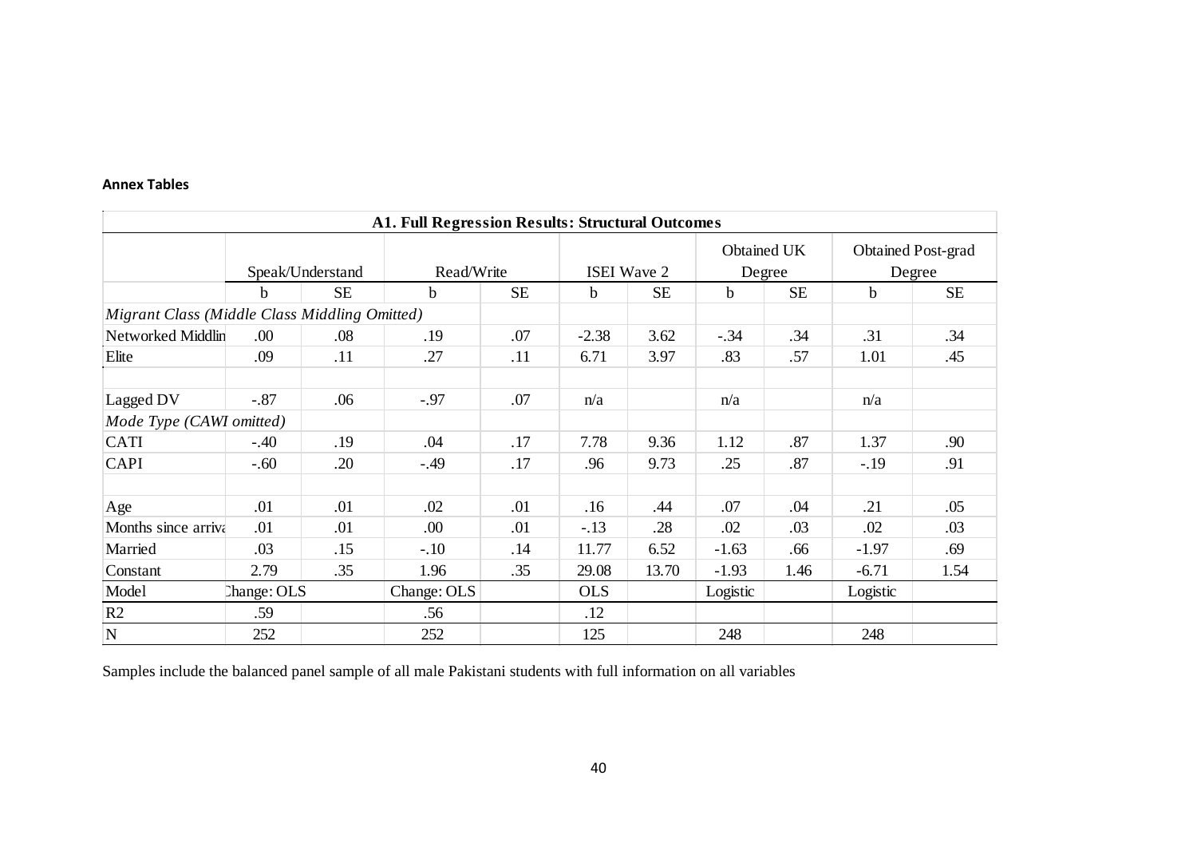**Annex Tables**

| A1. Full Regression Results: Structural Outcomes | | | | | | | | | | |
|---|---|---|---|---|---|---|---|---|---|---|
| | Speak/Understand | | Read/Write | | ISEI Wave 2 | | Obtained UK Degree | | Obtained Post-grad Degree | |
| | b | SE | b | SE | b | SE | b | SE | b | SE |
| *Migrant Class (Middle Class Middling Omitted)* | | | | | | | | | | |
| Networked Middlin | .00 | .08 | .19 | .07 | -2.38 | 3.62 | -.34 | .34 | .31 | .34 |
| Elite | .09 | .11 | .27 | .11 | 6.71 | 3.97 | .83 | .57 | 1.01 | .45 |
| | | | | | | | | | | |
| Lagged DV | -.87 | .06 | -.97 | .07 | n/a | | n/a | | n/a | |
| *Mode Type (CAWI omitted)* | | | | | | | | | | |
| CATI | -.40 | .19 | .04 | .17 | 7.78 | 9.36 | 1.12 | .87 | 1.37 | .90 |
| CAPI | -.60 | .20 | -.49 | .17 | .96 | 9.73 | .25 | .87 | -.19 | .91 |
| | | | | | | | | | | |
| Age | .01 | .01 | .02 | .01 | .16 | .44 | .07 | .04 | .21 | .05 |
| Months since arriva | .01 | .01 | .00 | .01 | -.13 | .28 | .02 | .03 | .02 | .03 |
| Married | .03 | .15 | -.10 | .14 | 11.77 | 6.52 | -1.63 | .66 | -1.97 | .69 |
| Constant | 2.79 | .35 | 1.96 | .35 | 29.08 | 13.70 | -1.93 | 1.46 | -6.71 | 1.54 |
| Model | Change: OLS | | Change: OLS | | OLS | | Logistic | | Logistic | |
| $R^2$ | .59 | | .56 | | .12 | | | | | |
| N | 252 | | 252 | | 125 | | 248 | | 248 | |

Samples include the balanced panel sample of all male Pakistani students with full information on all variables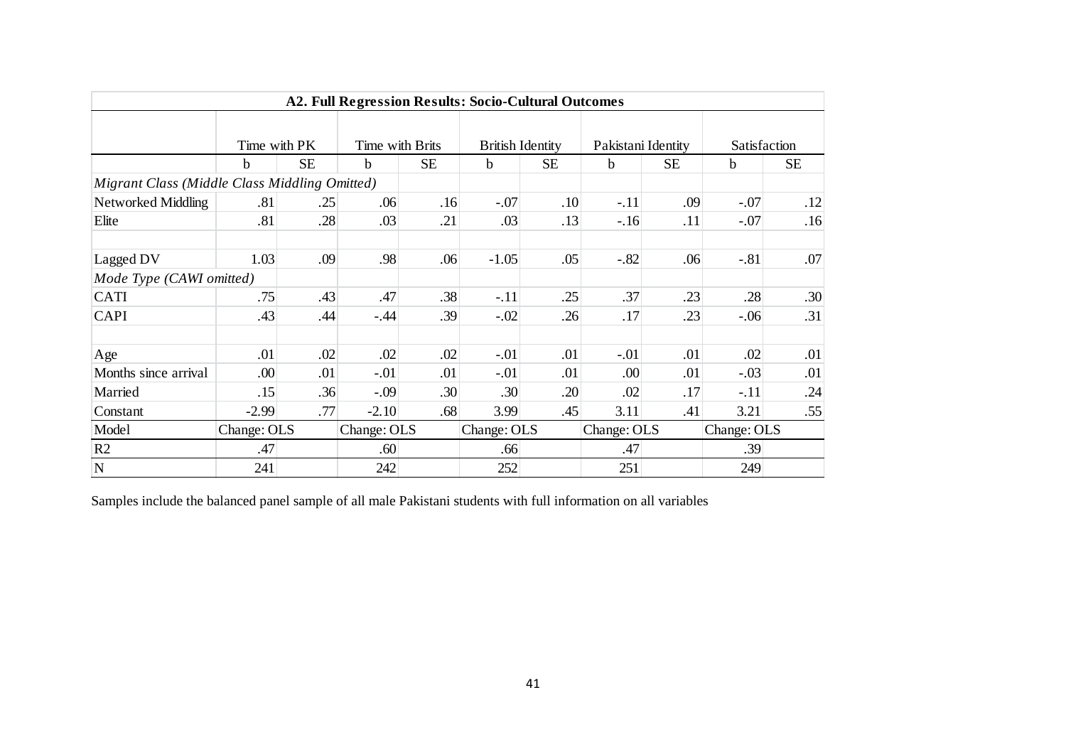| A2. Full Regression Results: Socio-Cultural Outcomes | | | | | | | | | | |
|---|---|---|---|---|---|---|---|---|---|---|
| | Time with PK | | Time with Brits | | British Identity | | Pakistani Identity | | Satisfaction | |
| | b | SE | b | SE | b | SE | b | SE | b | SE |
| *Migrant Class (Middle Class Middling Omitted)* | | | | | | | | | | |
| Networked Middling | .81 | .25 | .06 | .16 | -.07 | .10 | -.11 | .09 | -.07 | .12 |
| Elite | .81 | .28 | .03 | .21 | .03 | .13 | -.16 | .11 | -.07 | .16 |
| | | | | | | | | | | |
| Lagged DV | 1.03 | .09 | .98 | .06 | -1.05 | .05 | -.82 | .06 | -.81 | .07 |
| *Mode Type (CAWI omitted)* | | | | | | | | | | |
| CATI | .75 | .43 | .47 | .38 | -.11 | .25 | .37 | .23 | .28 | .30 |
| CAPI | .43 | .44 | -.44 | .39 | -.02 | .26 | .17 | .23 | -.06 | .31 |
| | | | | | | | | | | |
| Age | .01 | .02 | .02 | .02 | -.01 | .01 | -.01 | .01 | .02 | .01 |
| Months since arrival | .00 | .01 | -.01 | .01 | -.01 | .01 | .00 | .01 | -.03 | .01 |
| Married | .15 | .36 | -.09 | .30 | .30 | .20 | .02 | .17 | -.11 | .24 |
| Constant | -2.99 | .77 | -2.10 | .68 | 3.99 | .45 | 3.11 | .41 | 3.21 | .55 |
| Model | Change: OLS | | Change: OLS | | Change: OLS | | Change: OLS | | Change: OLS | |
| R2 | .47 | | .60 | | .66 | | .47 | | .39 | |
| N | 241 | | 242 | | 252 | | 251 | | 249 | |

Samples include the balanced panel sample of all male Pakistani students with full information on all variables